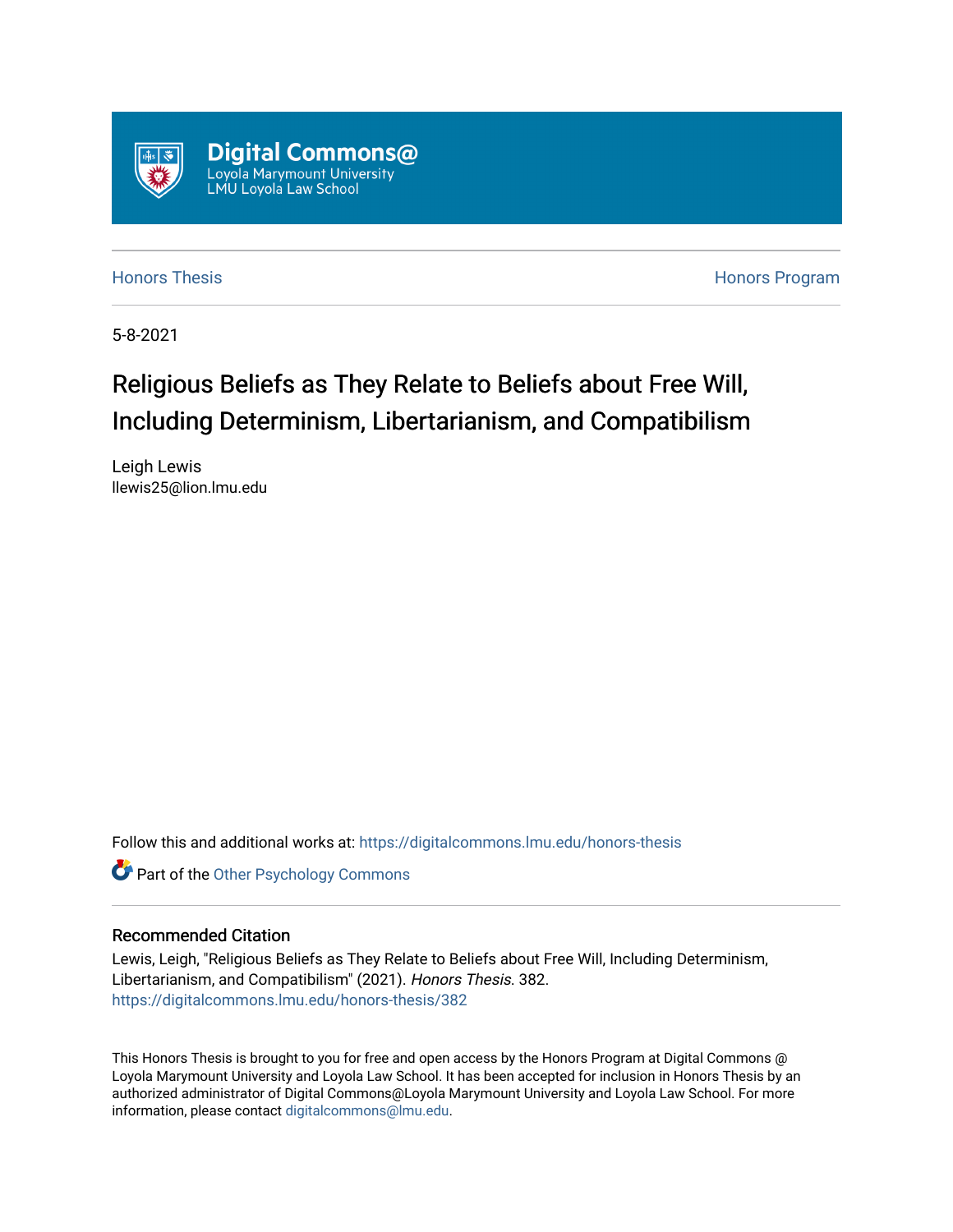Digital Commons@
Loyola Marymount University
LMU Loyola Law School

Honors Thesis | Honors Program

5-8-2021

# Religious Beliefs as They Relate to Beliefs about Free Will, Including Determinism, Libertarianism, and Compatibilism

Leigh Lewis
llewis25@lion.lmu.edu

Follow this and additional works at: https://digitalcommons.lmu.edu/honors-thesis

Part of the Other Psychology Commons

## Recommended Citation

Lewis, Leigh, "Religious Beliefs as They Relate to Beliefs about Free Will, Including Determinism, Libertarianism, and Compatibilism" (2021). *Honors Thesis*. 382.
https://digitalcommons.lmu.edu/honors-thesis/382

This Honors Thesis is brought to you for free and open access by the Honors Program at Digital Commons @ Loyola Marymount University and Loyola Law School. It has been accepted for inclusion in Honors Thesis by an authorized administrator of Digital Commons@Loyola Marymount University and Loyola Law School. For more information, please contact digitalcommons@lmu.edu.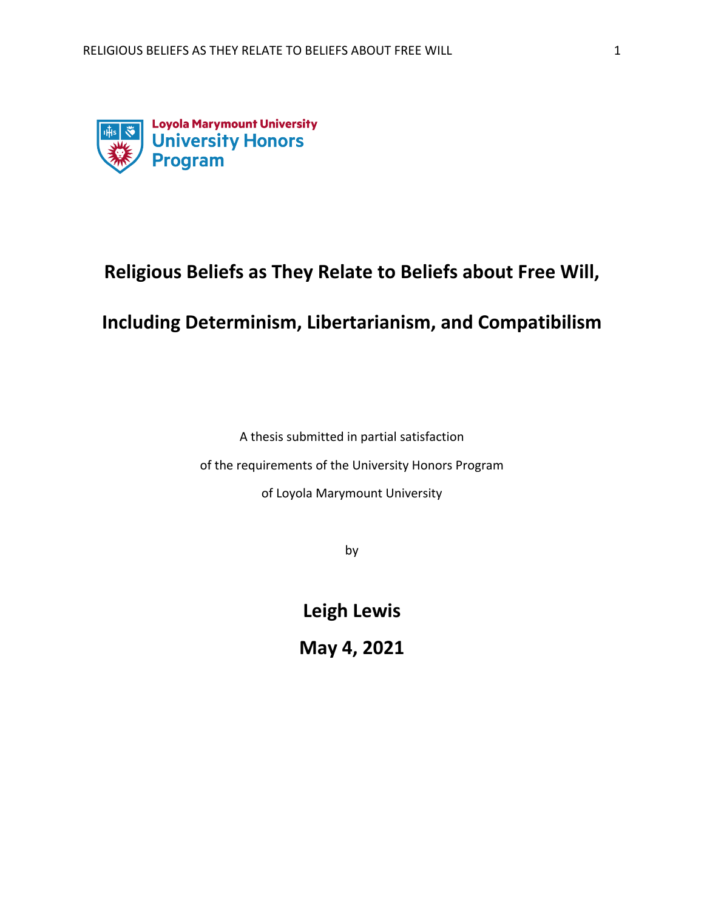Loyola Marymount University
University Honors Program

# Religious Beliefs as They Relate to Beliefs about Free Will, Including Determinism, Libertarianism, and Compatibilism

A thesis submitted in partial satisfaction

of the requirements of the University Honors Program

of Loyola Marymount University

by

**Leigh Lewis**

**May 4, 2021**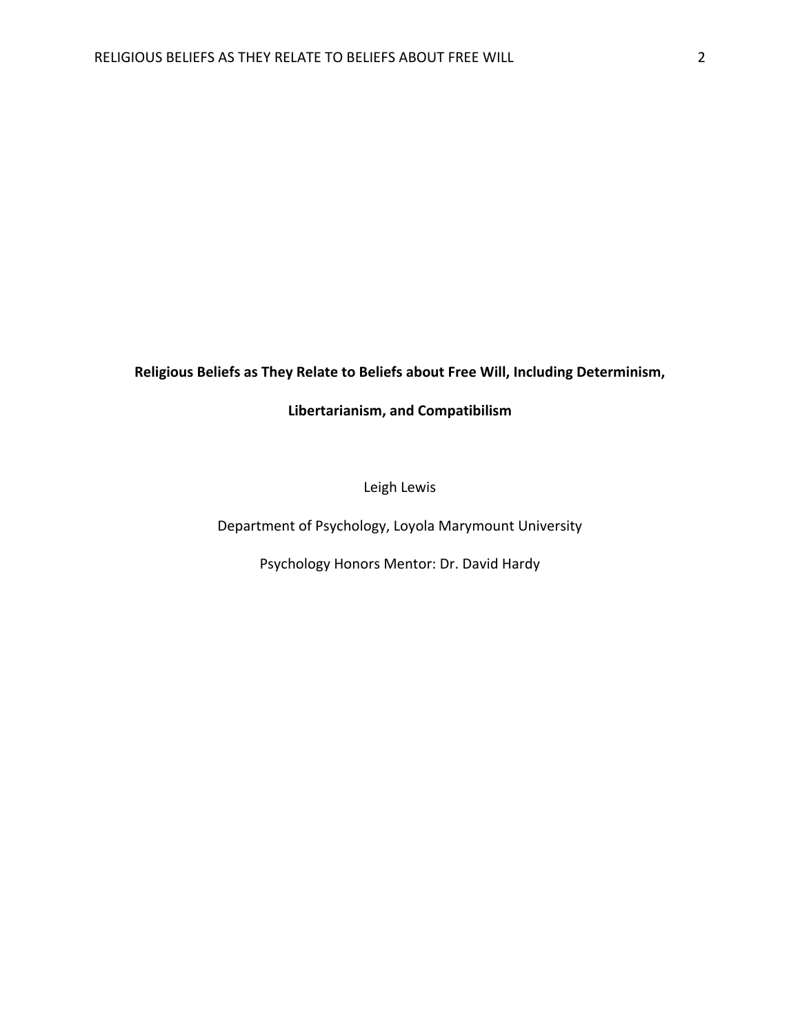**Religious Beliefs as They Relate to Beliefs about Free Will, Including Determinism, Libertarianism, and Compatibilism**

Leigh Lewis

Department of Psychology, Loyola Marymount University

Psychology Honors Mentor: Dr. David Hardy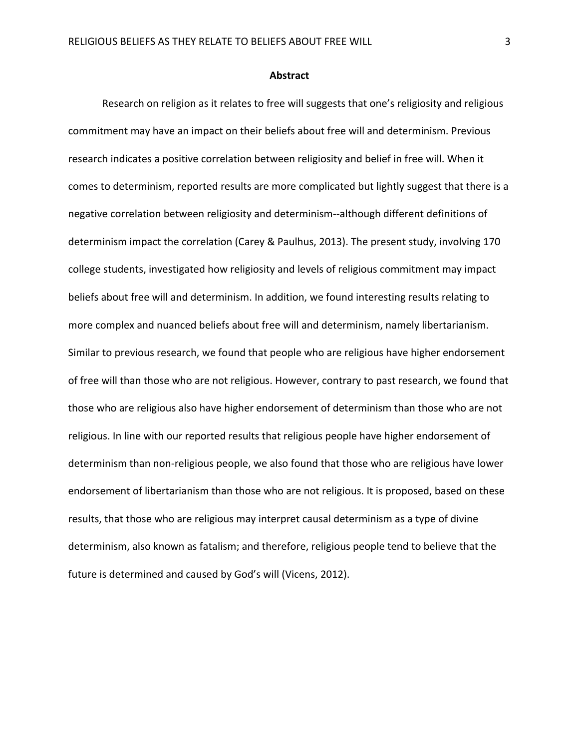## Abstract

Research on religion as it relates to free will suggests that one's religiosity and religious commitment may have an impact on their beliefs about free will and determinism. Previous research indicates a positive correlation between religiosity and belief in free will. When it comes to determinism, reported results are more complicated but lightly suggest that there is a negative correlation between religiosity and determinism--although different definitions of determinism impact the correlation (Carey & Paulhus, 2013). The present study, involving 170 college students, investigated how religiosity and levels of religious commitment may impact beliefs about free will and determinism. In addition, we found interesting results relating to more complex and nuanced beliefs about free will and determinism, namely libertarianism. Similar to previous research, we found that people who are religious have higher endorsement of free will than those who are not religious. However, contrary to past research, we found that those who are religious also have higher endorsement of determinism than those who are not religious. In line with our reported results that religious people have higher endorsement of determinism than non-religious people, we also found that those who are religious have lower endorsement of libertarianism than those who are not religious. It is proposed, based on these results, that those who are religious may interpret causal determinism as a type of divine determinism, also known as fatalism; and therefore, religious people tend to believe that the future is determined and caused by God's will (Vicens, 2012).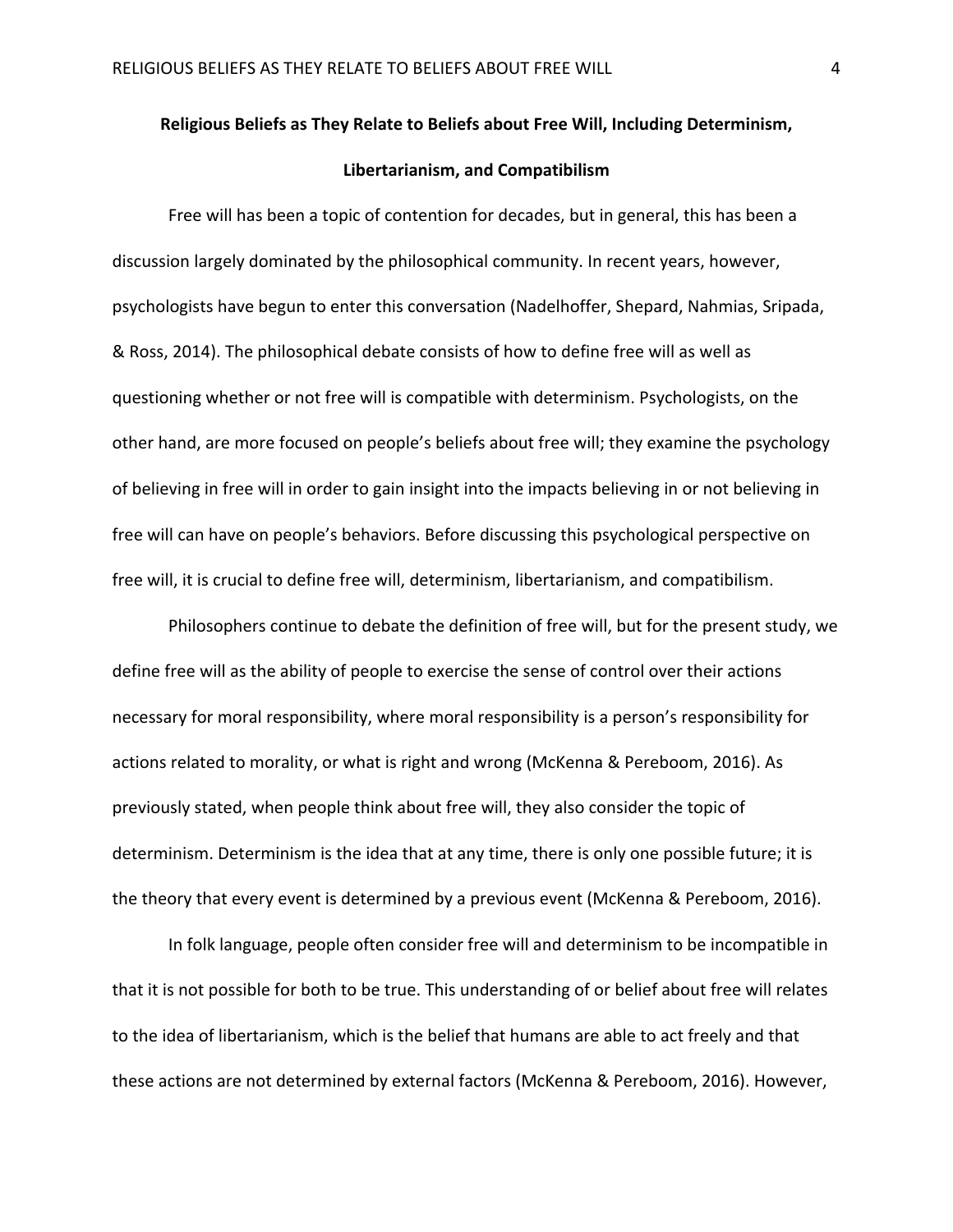**Religious Beliefs as They Relate to Beliefs about Free Will, Including Determinism, Libertarianism, and Compatibilism**

Free will has been a topic of contention for decades, but in general, this has been a discussion largely dominated by the philosophical community. In recent years, however, psychologists have begun to enter this conversation (Nadelhoffer, Shepard, Nahmias, Sripada, & Ross, 2014). The philosophical debate consists of how to define free will as well as questioning whether or not free will is compatible with determinism. Psychologists, on the other hand, are more focused on people's beliefs about free will; they examine the psychology of believing in free will in order to gain insight into the impacts believing in or not believing in free will can have on people's behaviors. Before discussing this psychological perspective on free will, it is crucial to define free will, determinism, libertarianism, and compatibilism.

Philosophers continue to debate the definition of free will, but for the present study, we define free will as the ability of people to exercise the sense of control over their actions necessary for moral responsibility, where moral responsibility is a person's responsibility for actions related to morality, or what is right and wrong (McKenna & Pereboom, 2016). As previously stated, when people think about free will, they also consider the topic of determinism. Determinism is the idea that at any time, there is only one possible future; it is the theory that every event is determined by a previous event (McKenna & Pereboom, 2016).

In folk language, people often consider free will and determinism to be incompatible in that it is not possible for both to be true. This understanding of or belief about free will relates to the idea of libertarianism, which is the belief that humans are able to act freely and that these actions are not determined by external factors (McKenna & Pereboom, 2016). However,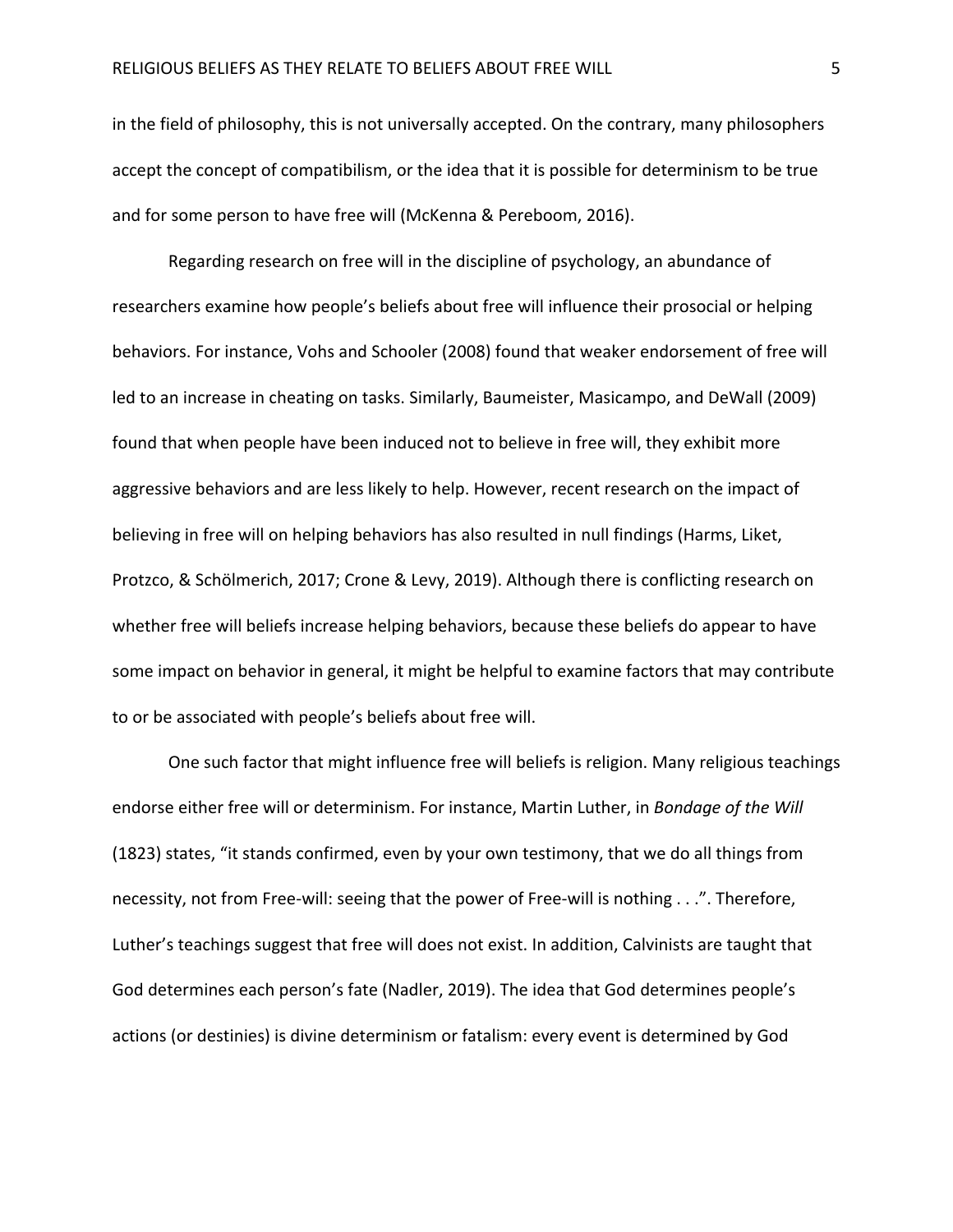in the field of philosophy, this is not universally accepted. On the contrary, many philosophers accept the concept of compatibilism, or the idea that it is possible for determinism to be true and for some person to have free will (McKenna & Pereboom, 2016).

Regarding research on free will in the discipline of psychology, an abundance of researchers examine how people's beliefs about free will influence their prosocial or helping behaviors. For instance, Vohs and Schooler (2008) found that weaker endorsement of free will led to an increase in cheating on tasks. Similarly, Baumeister, Masicampo, and DeWall (2009) found that when people have been induced not to believe in free will, they exhibit more aggressive behaviors and are less likely to help. However, recent research on the impact of believing in free will on helping behaviors has also resulted in null findings (Harms, Liket, Protzco, & Schölmerich, 2017; Crone & Levy, 2019). Although there is conflicting research on whether free will beliefs increase helping behaviors, because these beliefs do appear to have some impact on behavior in general, it might be helpful to examine factors that may contribute to or be associated with people's beliefs about free will.

One such factor that might influence free will beliefs is religion. Many religious teachings endorse either free will or determinism. For instance, Martin Luther, in *Bondage of the Will* (1823) states, "it stands confirmed, even by your own testimony, that we do all things from necessity, not from Free-will: seeing that the power of Free-will is nothing . . .". Therefore, Luther's teachings suggest that free will does not exist. In addition, Calvinists are taught that God determines each person's fate (Nadler, 2019). The idea that God determines people's actions (or destinies) is divine determinism or fatalism: every event is determined by God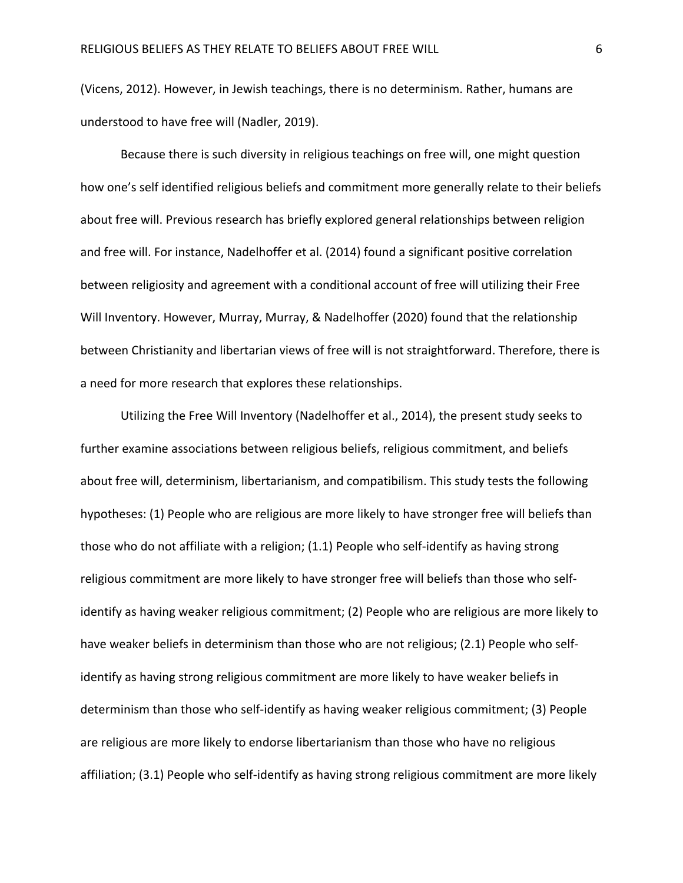(Vicens, 2012). However, in Jewish teachings, there is no determinism. Rather, humans are understood to have free will (Nadler, 2019).

Because there is such diversity in religious teachings on free will, one might question how one's self identified religious beliefs and commitment more generally relate to their beliefs about free will. Previous research has briefly explored general relationships between religion and free will. For instance, Nadelhoffer et al. (2014) found a significant positive correlation between religiosity and agreement with a conditional account of free will utilizing their Free Will Inventory. However, Murray, Murray, & Nadelhoffer (2020) found that the relationship between Christianity and libertarian views of free will is not straightforward. Therefore, there is a need for more research that explores these relationships.

Utilizing the Free Will Inventory (Nadelhoffer et al., 2014), the present study seeks to further examine associations between religious beliefs, religious commitment, and beliefs about free will, determinism, libertarianism, and compatibilism. This study tests the following hypotheses: (1) People who are religious are more likely to have stronger free will beliefs than those who do not affiliate with a religion; (1.1) People who self-identify as having strong religious commitment are more likely to have stronger free will beliefs than those who self-identify as having weaker religious commitment; (2) People who are religious are more likely to have weaker beliefs in determinism than those who are not religious; (2.1) People who self-identify as having strong religious commitment are more likely to have weaker beliefs in determinism than those who self-identify as having weaker religious commitment; (3) People are religious are more likely to endorse libertarianism than those who have no religious affiliation; (3.1) People who self-identify as having strong religious commitment are more likely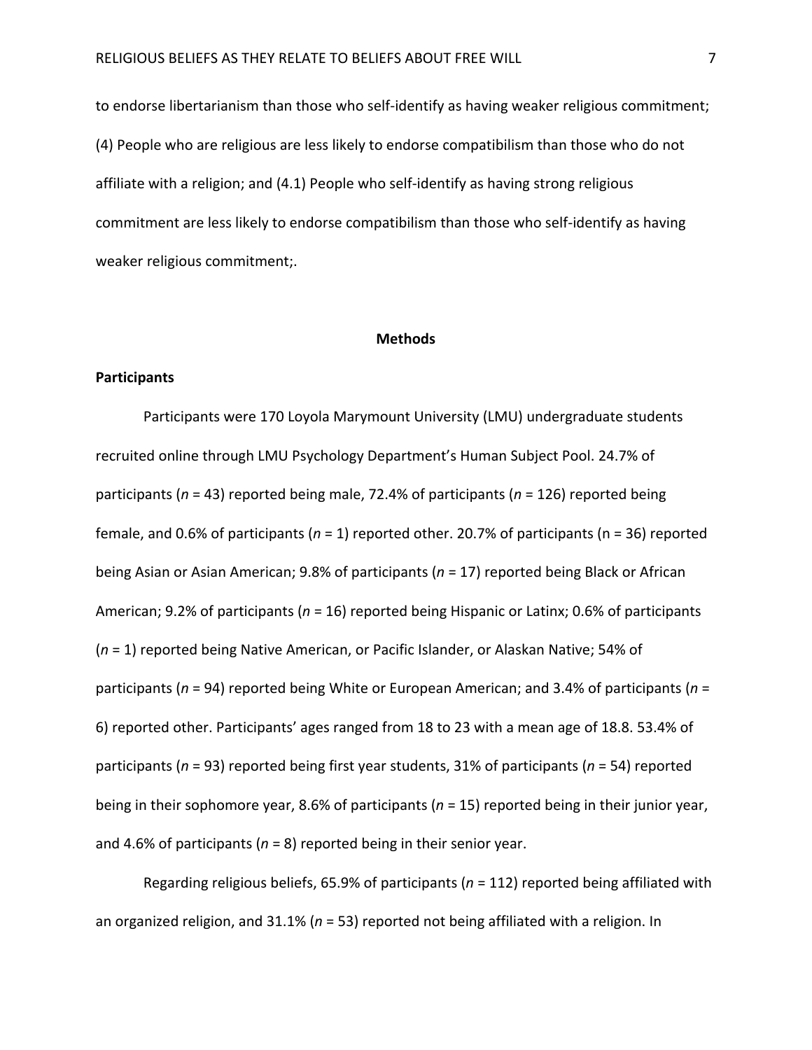to endorse libertarianism than those who self-identify as having weaker religious commitment; (4) People who are religious are less likely to endorse compatibilism than those who do not affiliate with a religion; and (4.1) People who self-identify as having strong religious commitment are less likely to endorse compatibilism than those who self-identify as having weaker religious commitment;.

## Methods

### Participants

Participants were 170 Loyola Marymount University (LMU) undergraduate students recruited online through LMU Psychology Department's Human Subject Pool. 24.7% of participants (*n* = 43) reported being male, 72.4% of participants (*n* = 126) reported being female, and 0.6% of participants (*n* = 1) reported other. 20.7% of participants (n = 36) reported being Asian or Asian American; 9.8% of participants (*n* = 17) reported being Black or African American; 9.2% of participants (*n* = 16) reported being Hispanic or Latinx; 0.6% of participants (*n* = 1) reported being Native American, or Pacific Islander, or Alaskan Native; 54% of participants (*n* = 94) reported being White or European American; and 3.4% of participants (*n* = 6) reported other. Participants' ages ranged from 18 to 23 with a mean age of 18.8. 53.4% of participants (*n* = 93) reported being first year students, 31% of participants (*n* = 54) reported being in their sophomore year, 8.6% of participants (*n* = 15) reported being in their junior year, and 4.6% of participants (*n* = 8) reported being in their senior year.

Regarding religious beliefs, 65.9% of participants (*n* = 112) reported being affiliated with an organized religion, and 31.1% (*n* = 53) reported not being affiliated with a religion. In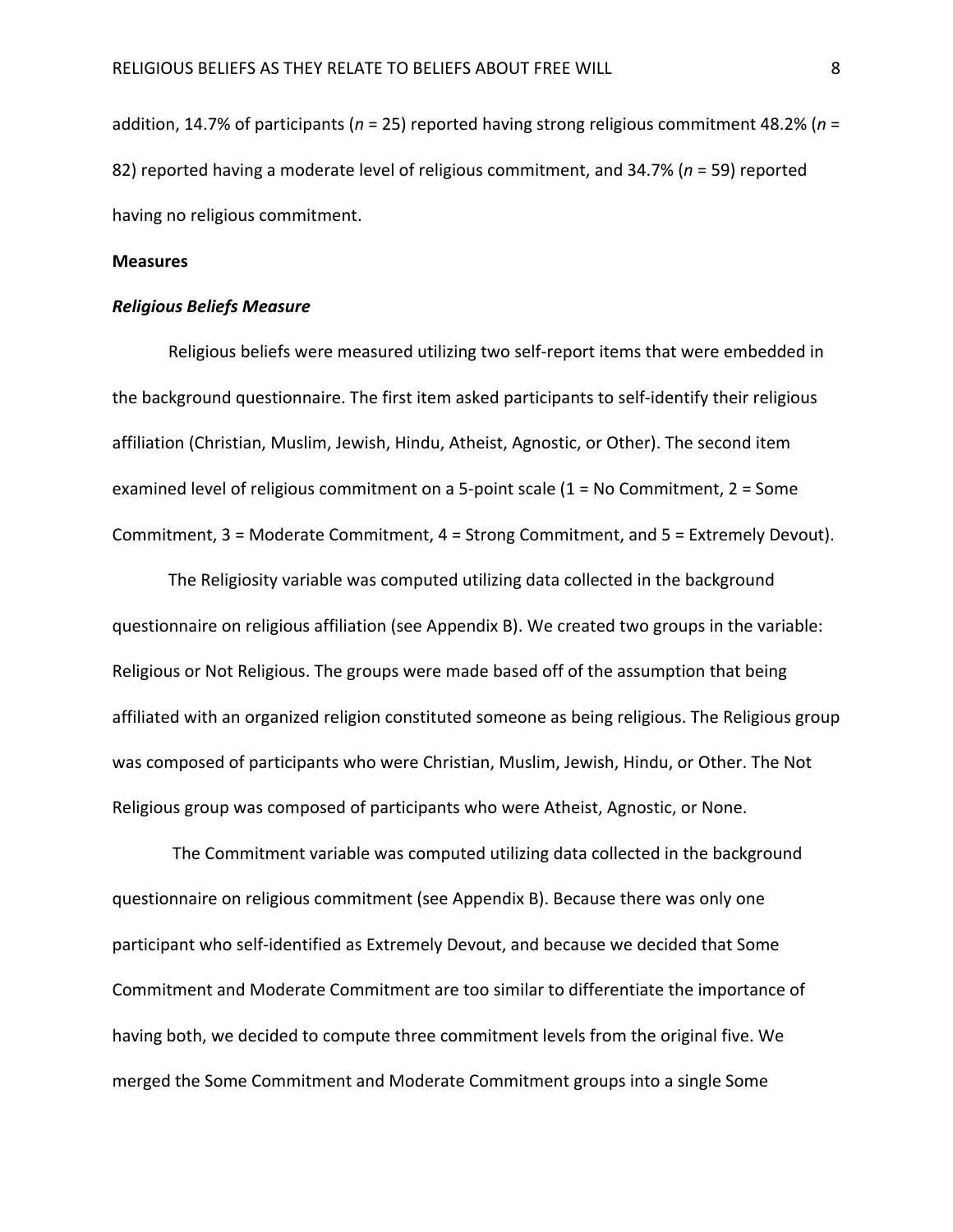addition, 14.7% of participants ($n$ = 25) reported having strong religious commitment 48.2% ($n$ = 82) reported having a moderate level of religious commitment, and 34.7% ($n$ = 59) reported having no religious commitment.

## Measures

### *Religious Beliefs Measure*

Religious beliefs were measured utilizing two self-report items that were embedded in the background questionnaire. The first item asked participants to self-identify their religious affiliation (Christian, Muslim, Jewish, Hindu, Atheist, Agnostic, or Other). The second item examined level of religious commitment on a 5-point scale (1 = No Commitment, 2 = Some Commitment, 3 = Moderate Commitment, 4 = Strong Commitment, and 5 = Extremely Devout).

The Religiosity variable was computed utilizing data collected in the background questionnaire on religious affiliation (see Appendix B). We created two groups in the variable: Religious or Not Religious. The groups were made based off of the assumption that being affiliated with an organized religion constituted someone as being religious. The Religious group was composed of participants who were Christian, Muslim, Jewish, Hindu, or Other. The Not Religious group was composed of participants who were Atheist, Agnostic, or None.

The Commitment variable was computed utilizing data collected in the background questionnaire on religious commitment (see Appendix B). Because there was only one participant who self-identified as Extremely Devout, and because we decided that Some Commitment and Moderate Commitment are too similar to differentiate the importance of having both, we decided to compute three commitment levels from the original five. We merged the Some Commitment and Moderate Commitment groups into a single Some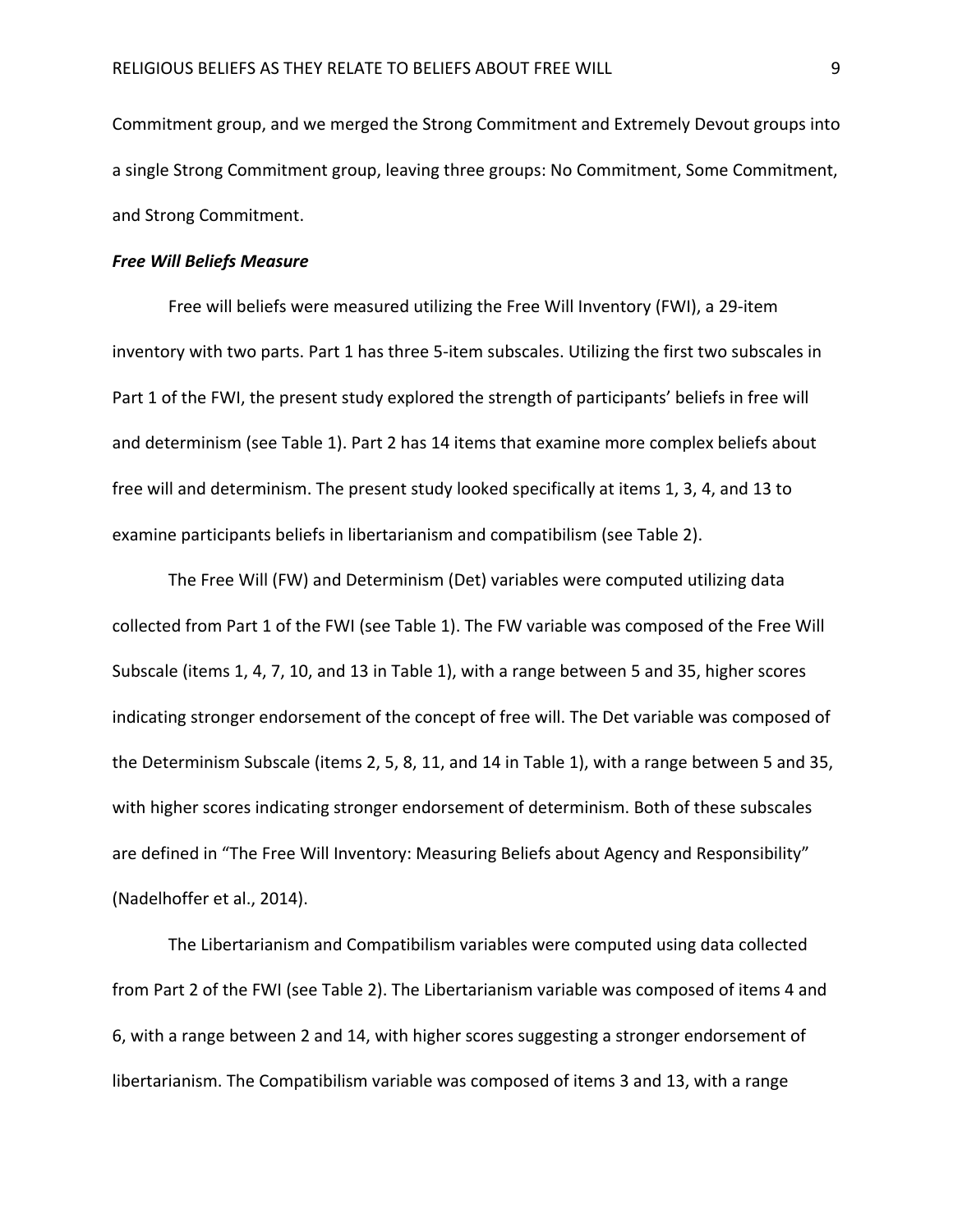Commitment group, and we merged the Strong Commitment and Extremely Devout groups into a single Strong Commitment group, leaving three groups: No Commitment, Some Commitment, and Strong Commitment.

### ***Free Will Beliefs Measure***

Free will beliefs were measured utilizing the Free Will Inventory (FWI), a 29-item inventory with two parts. Part 1 has three 5-item subscales. Utilizing the first two subscales in Part 1 of the FWI, the present study explored the strength of participants' beliefs in free will and determinism (see Table 1). Part 2 has 14 items that examine more complex beliefs about free will and determinism. The present study looked specifically at items 1, 3, 4, and 13 to examine participants beliefs in libertarianism and compatibilism (see Table 2).

The Free Will (FW) and Determinism (Det) variables were computed utilizing data collected from Part 1 of the FWI (see Table 1). The FW variable was composed of the Free Will Subscale (items 1, 4, 7, 10, and 13 in Table 1), with a range between 5 and 35, higher scores indicating stronger endorsement of the concept of free will. The Det variable was composed of the Determinism Subscale (items 2, 5, 8, 11, and 14 in Table 1), with a range between 5 and 35, with higher scores indicating stronger endorsement of determinism. Both of these subscales are defined in "The Free Will Inventory: Measuring Beliefs about Agency and Responsibility" (Nadelhoffer et al., 2014).

The Libertarianism and Compatibilism variables were computed using data collected from Part 2 of the FWI (see Table 2). The Libertarianism variable was composed of items 4 and 6, with a range between 2 and 14, with higher scores suggesting a stronger endorsement of libertarianism. The Compatibilism variable was composed of items 3 and 13, with a range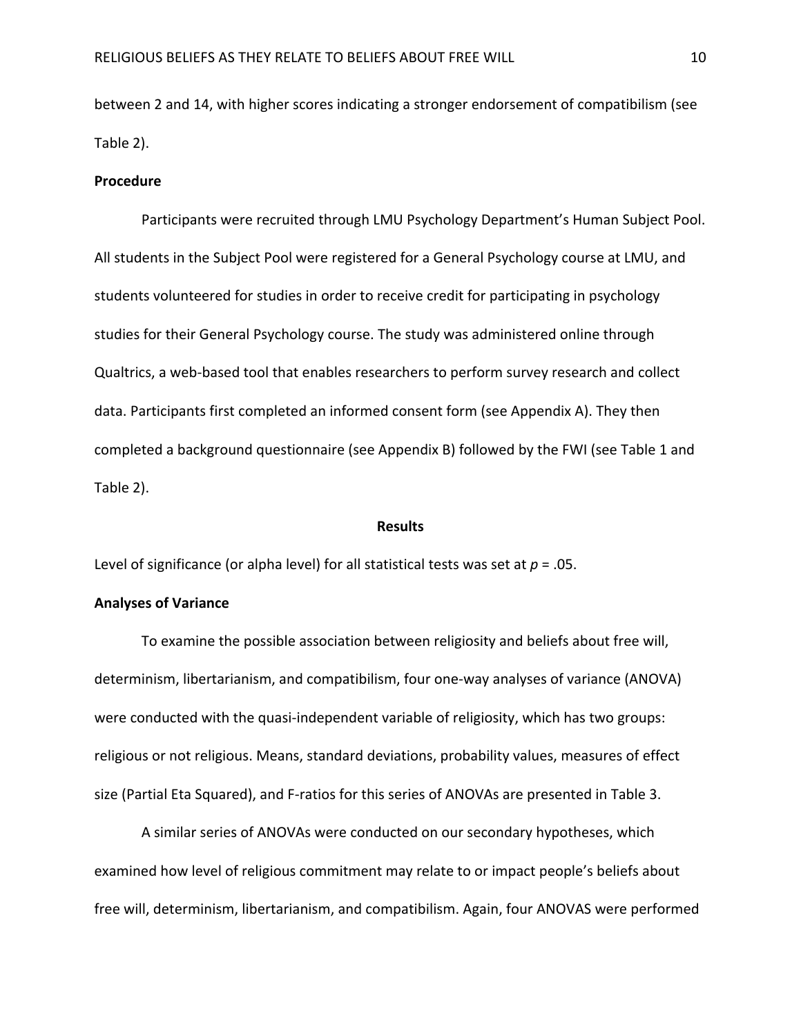between 2 and 14, with higher scores indicating a stronger endorsement of compatibilism (see Table 2).

## Procedure

Participants were recruited through LMU Psychology Department's Human Subject Pool. All students in the Subject Pool were registered for a General Psychology course at LMU, and students volunteered for studies in order to receive credit for participating in psychology studies for their General Psychology course. The study was administered online through Qualtrics, a web-based tool that enables researchers to perform survey research and collect data. Participants first completed an informed consent form (see Appendix A). They then completed a background questionnaire (see Appendix B) followed by the FWI (see Table 1 and Table 2).

# Results

Level of significance (or alpha level) for all statistical tests was set at $p = .05$.

## Analyses of Variance

To examine the possible association between religiosity and beliefs about free will, determinism, libertarianism, and compatibilism, four one-way analyses of variance (ANOVA) were conducted with the quasi-independent variable of religiosity, which has two groups: religious or not religious. Means, standard deviations, probability values, measures of effect size (Partial Eta Squared), and F-ratios for this series of ANOVAs are presented in Table 3.

A similar series of ANOVAs were conducted on our secondary hypotheses, which examined how level of religious commitment may relate to or impact people's beliefs about free will, determinism, libertarianism, and compatibilism. Again, four ANOVAS were performed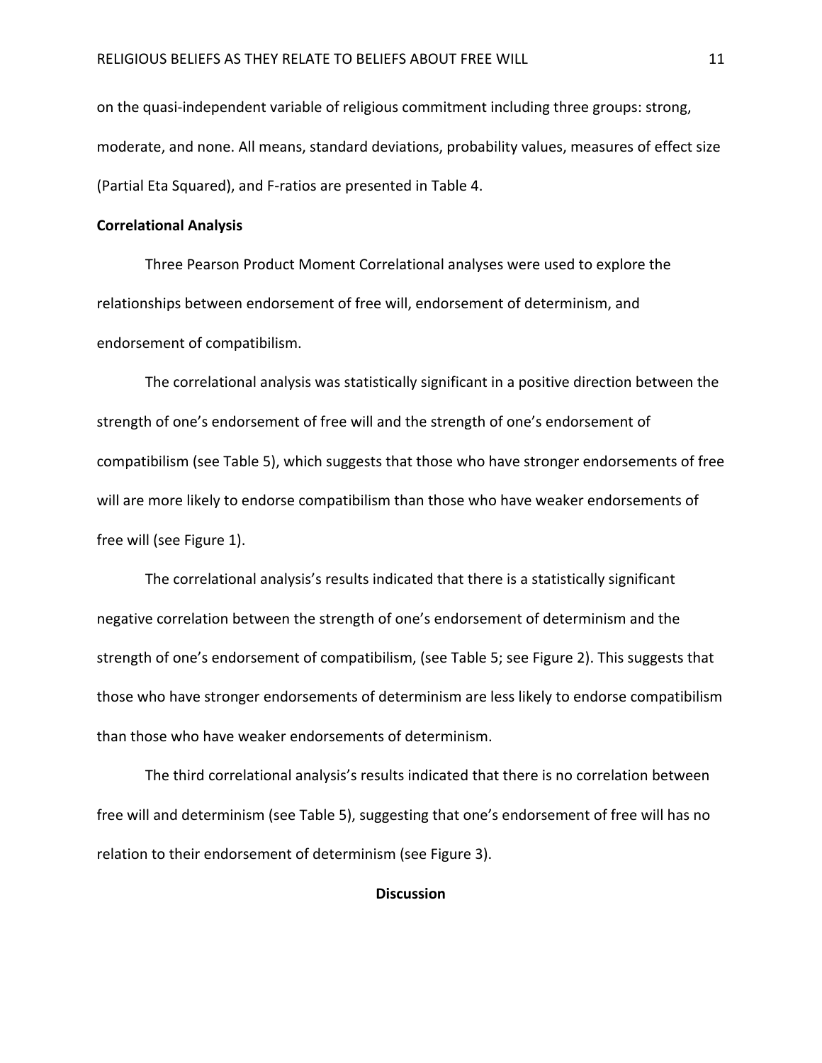on the quasi-independent variable of religious commitment including three groups: strong, moderate, and none. All means, standard deviations, probability values, measures of effect size (Partial Eta Squared), and F-ratios are presented in Table 4.

**Correlational Analysis**

Three Pearson Product Moment Correlational analyses were used to explore the relationships between endorsement of free will, endorsement of determinism, and endorsement of compatibilism.

The correlational analysis was statistically significant in a positive direction between the strength of one's endorsement of free will and the strength of one's endorsement of compatibilism (see Table 5), which suggests that those who have stronger endorsements of free will are more likely to endorse compatibilism than those who have weaker endorsements of free will (see Figure 1).

The correlational analysis's results indicated that there is a statistically significant negative correlation between the strength of one's endorsement of determinism and the strength of one's endorsement of compatibilism, (see Table 5; see Figure 2). This suggests that those who have stronger endorsements of determinism are less likely to endorse compatibilism than those who have weaker endorsements of determinism.

The third correlational analysis's results indicated that there is no correlation between free will and determinism (see Table 5), suggesting that one's endorsement of free will has no relation to their endorsement of determinism (see Figure 3).

## Discussion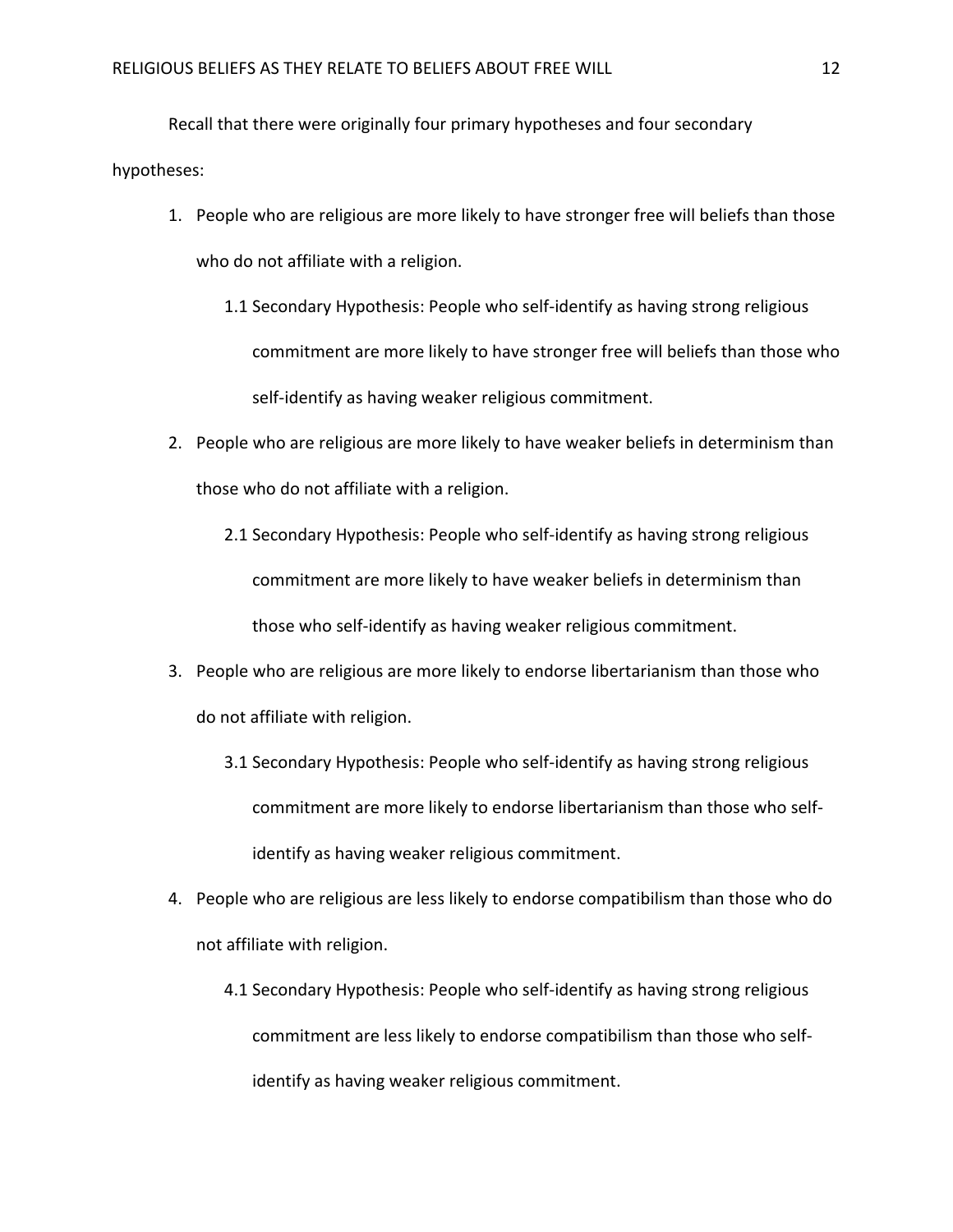Recall that there were originally four primary hypotheses and four secondary hypotheses:

1. People who are religious are more likely to have stronger free will beliefs than those who do not affiliate with a religion.
    - 1.1 Secondary Hypothesis: People who self-identify as having strong religious commitment are more likely to have stronger free will beliefs than those who self-identify as having weaker religious commitment.
2. People who are religious are more likely to have weaker beliefs in determinism than those who do not affiliate with a religion.
    - 2.1 Secondary Hypothesis: People who self-identify as having strong religious commitment are more likely to have weaker beliefs in determinism than those who self-identify as having weaker religious commitment.
3. People who are religious are more likely to endorse libertarianism than those who do not affiliate with religion.
    - 3.1 Secondary Hypothesis: People who self-identify as having strong religious commitment are more likely to endorse libertarianism than those who self-identify as having weaker religious commitment.
4. People who are religious are less likely to endorse compatibilism than those who do not affiliate with religion.
    - 4.1 Secondary Hypothesis: People who self-identify as having strong religious commitment are less likely to endorse compatibilism than those who self-identify as having weaker religious commitment.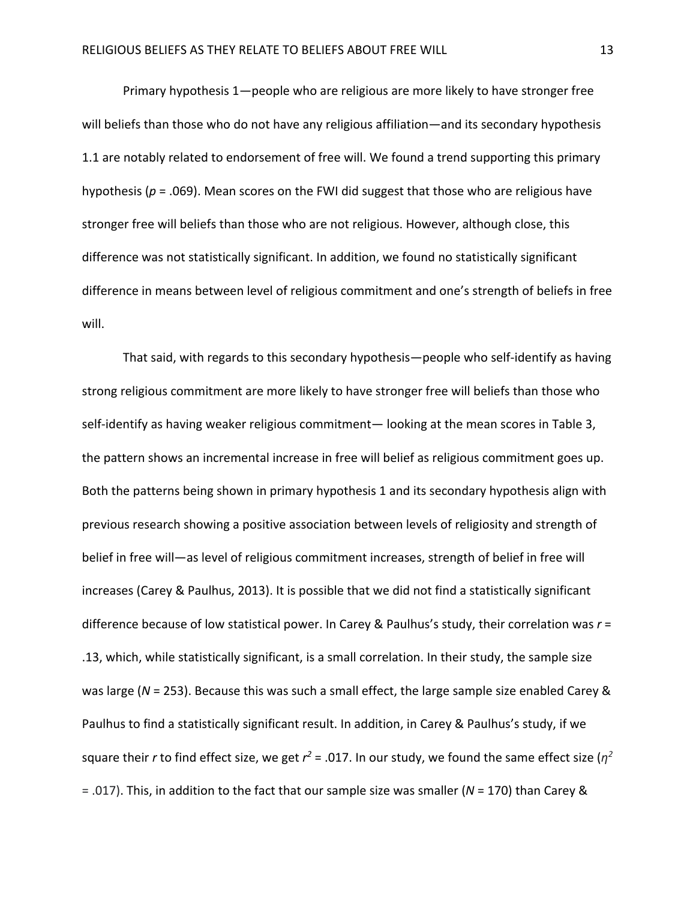Primary hypothesis 1—people who are religious are more likely to have stronger free will beliefs than those who do not have any religious affiliation—and its secondary hypothesis 1.1 are notably related to endorsement of free will. We found a trend supporting this primary hypothesis ($p$ = .069). Mean scores on the FWI did suggest that those who are religious have stronger free will beliefs than those who are not religious. However, although close, this difference was not statistically significant. In addition, we found no statistically significant difference in means between level of religious commitment and one's strength of beliefs in free will.

That said, with regards to this secondary hypothesis—people who self-identify as having strong religious commitment are more likely to have stronger free will beliefs than those who self-identify as having weaker religious commitment— looking at the mean scores in Table 3, the pattern shows an incremental increase in free will belief as religious commitment goes up. Both the patterns being shown in primary hypothesis 1 and its secondary hypothesis align with previous research showing a positive association between levels of religiosity and strength of belief in free will—as level of religious commitment increases, strength of belief in free will increases (Carey & Paulhus, 2013). It is possible that we did not find a statistically significant difference because of low statistical power. In Carey & Paulhus's study, their correlation was $r$ = .13, which, while statistically significant, is a small correlation. In their study, the sample size was large ($N$ = 253). Because this was such a small effect, the large sample size enabled Carey & Paulhus to find a statistically significant result. In addition, in Carey & Paulhus's study, if we square their $r$ to find effect size, we get $r^2$ = .017. In our study, we found the same effect size ($\eta^2$ = .017). This, in addition to the fact that our sample size was smaller ($N$ = 170) than Carey &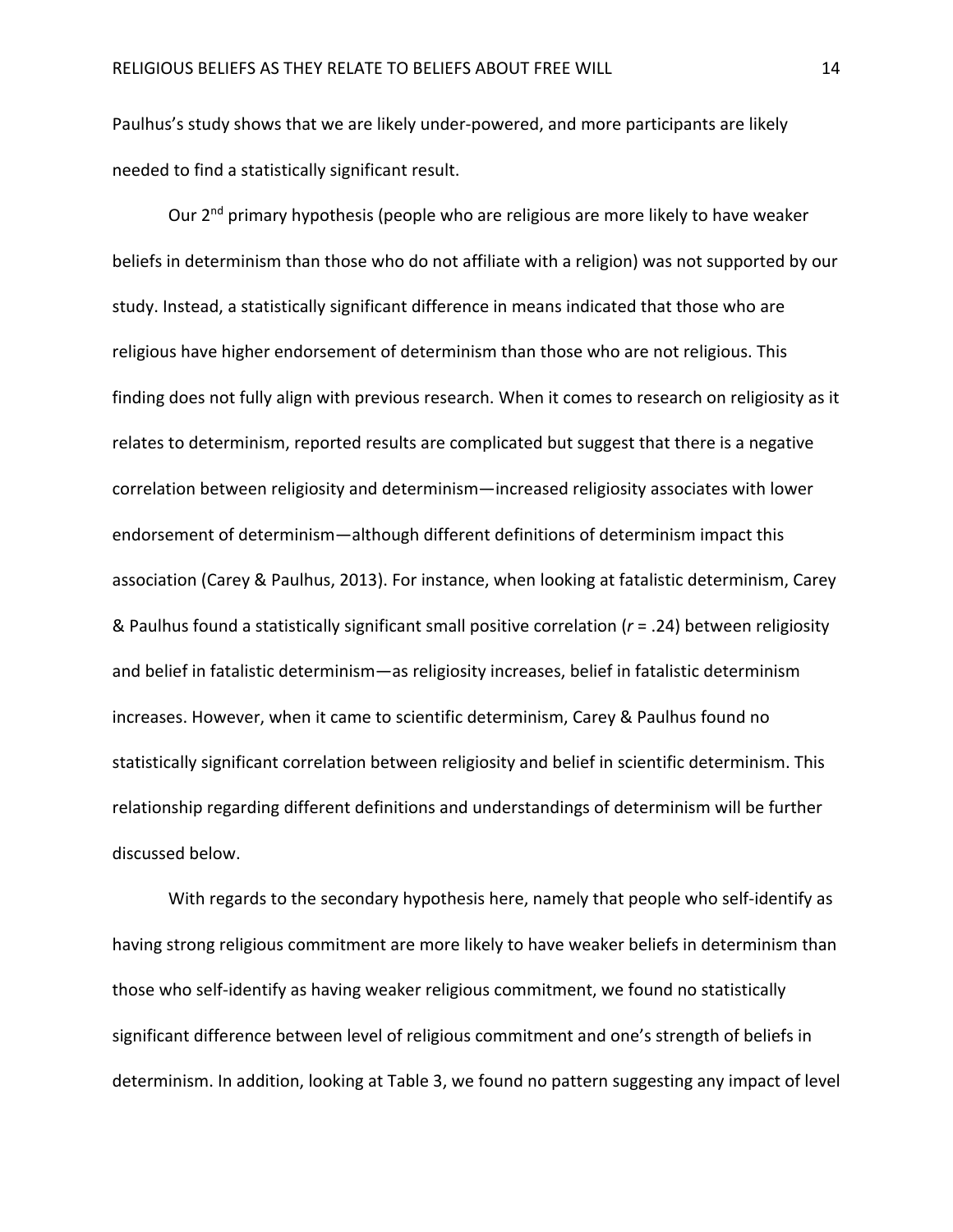Paulhus's study shows that we are likely under-powered, and more participants are likely needed to find a statistically significant result.

Our 2nd primary hypothesis (people who are religious are more likely to have weaker beliefs in determinism than those who do not affiliate with a religion) was not supported by our study. Instead, a statistically significant difference in means indicated that those who are religious have higher endorsement of determinism than those who are not religious. This finding does not fully align with previous research. When it comes to research on religiosity as it relates to determinism, reported results are complicated but suggest that there is a negative correlation between religiosity and determinism—increased religiosity associates with lower endorsement of determinism—although different definitions of determinism impact this association (Carey & Paulhus, 2013). For instance, when looking at fatalistic determinism, Carey & Paulhus found a statistically significant small positive correlation ($r$ = .24) between religiosity and belief in fatalistic determinism—as religiosity increases, belief in fatalistic determinism increases. However, when it came to scientific determinism, Carey & Paulhus found no statistically significant correlation between religiosity and belief in scientific determinism. This relationship regarding different definitions and understandings of determinism will be further discussed below.

With regards to the secondary hypothesis here, namely that people who self-identify as having strong religious commitment are more likely to have weaker beliefs in determinism than those who self-identify as having weaker religious commitment, we found no statistically significant difference between level of religious commitment and one's strength of beliefs in determinism. In addition, looking at Table 3, we found no pattern suggesting any impact of level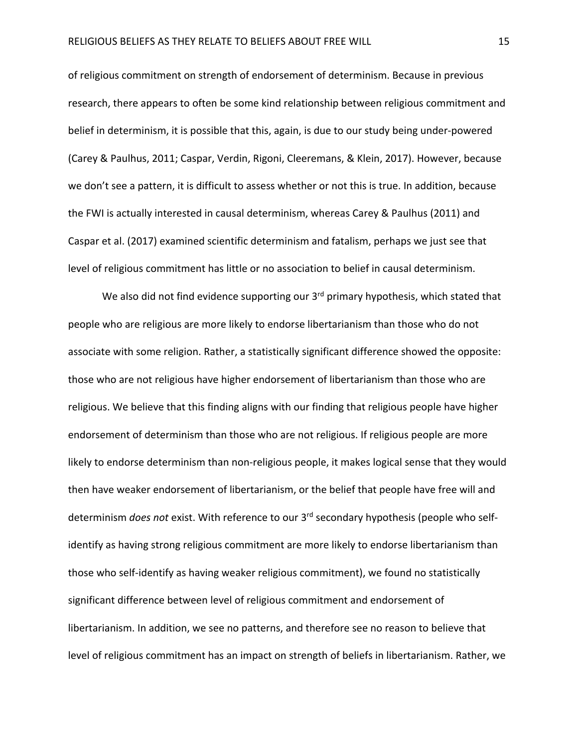of religious commitment on strength of endorsement of determinism. Because in previous research, there appears to often be some kind relationship between religious commitment and belief in determinism, it is possible that this, again, is due to our study being under-powered (Carey & Paulhus, 2011; Caspar, Verdin, Rigoni, Cleeremans, & Klein, 2017). However, because we don't see a pattern, it is difficult to assess whether or not this is true. In addition, because the FWI is actually interested in causal determinism, whereas Carey & Paulhus (2011) and Caspar et al. (2017) examined scientific determinism and fatalism, perhaps we just see that level of religious commitment has little or no association to belief in causal determinism.

We also did not find evidence supporting our 3rd primary hypothesis, which stated that people who are religious are more likely to endorse libertarianism than those who do not associate with some religion. Rather, a statistically significant difference showed the opposite: those who are not religious have higher endorsement of libertarianism than those who are religious. We believe that this finding aligns with our finding that religious people have higher endorsement of determinism than those who are not religious. If religious people are more likely to endorse determinism than non-religious people, it makes logical sense that they would then have weaker endorsement of libertarianism, or the belief that people have free will and determinism *does not* exist. With reference to our 3rd secondary hypothesis (people who self-identify as having strong religious commitment are more likely to endorse libertarianism than those who self-identify as having weaker religious commitment), we found no statistically significant difference between level of religious commitment and endorsement of libertarianism. In addition, we see no patterns, and therefore see no reason to believe that level of religious commitment has an impact on strength of beliefs in libertarianism. Rather, we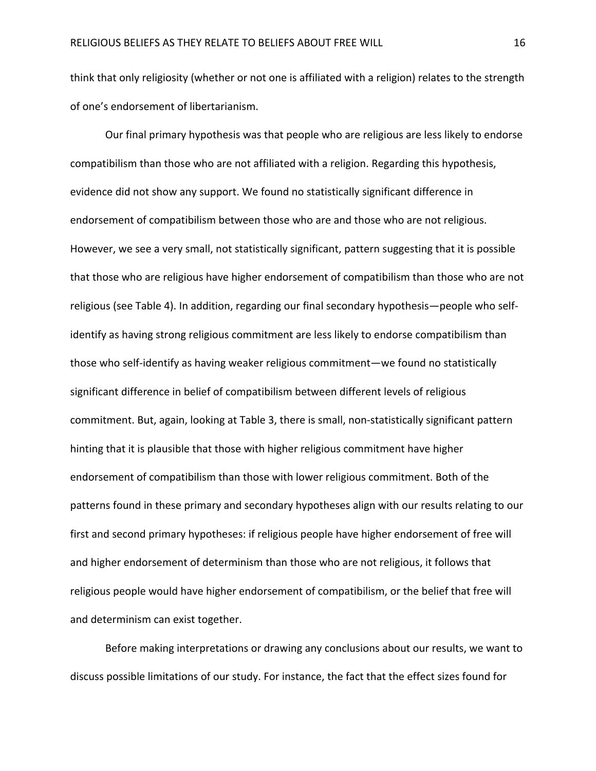think that only religiosity (whether or not one is affiliated with a religion) relates to the strength of one's endorsement of libertarianism.

Our final primary hypothesis was that people who are religious are less likely to endorse compatibilism than those who are not affiliated with a religion. Regarding this hypothesis, evidence did not show any support. We found no statistically significant difference in endorsement of compatibilism between those who are and those who are not religious. However, we see a very small, not statistically significant, pattern suggesting that it is possible that those who are religious have higher endorsement of compatibilism than those who are not religious (see Table 4). In addition, regarding our final secondary hypothesis—people who self-identify as having strong religious commitment are less likely to endorse compatibilism than those who self-identify as having weaker religious commitment—we found no statistically significant difference in belief of compatibilism between different levels of religious commitment. But, again, looking at Table 3, there is small, non-statistically significant pattern hinting that it is plausible that those with higher religious commitment have higher endorsement of compatibilism than those with lower religious commitment. Both of the patterns found in these primary and secondary hypotheses align with our results relating to our first and second primary hypotheses: if religious people have higher endorsement of free will and higher endorsement of determinism than those who are not religious, it follows that religious people would have higher endorsement of compatibilism, or the belief that free will and determinism can exist together.

Before making interpretations or drawing any conclusions about our results, we want to discuss possible limitations of our study. For instance, the fact that the effect sizes found for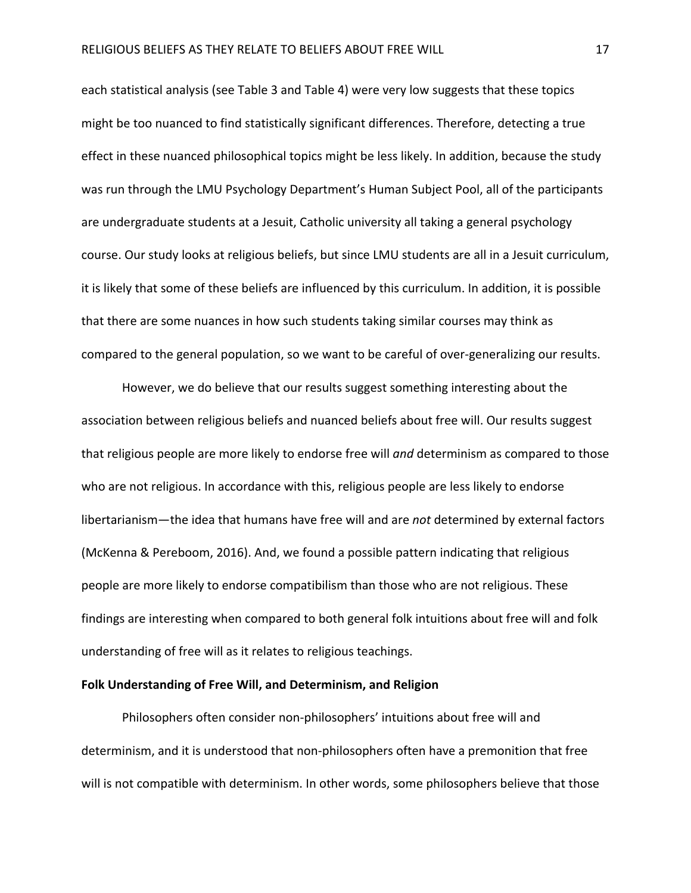each statistical analysis (see Table 3 and Table 4) were very low suggests that these topics might be too nuanced to find statistically significant differences. Therefore, detecting a true effect in these nuanced philosophical topics might be less likely. In addition, because the study was run through the LMU Psychology Department's Human Subject Pool, all of the participants are undergraduate students at a Jesuit, Catholic university all taking a general psychology course. Our study looks at religious beliefs, but since LMU students are all in a Jesuit curriculum, it is likely that some of these beliefs are influenced by this curriculum. In addition, it is possible that there are some nuances in how such students taking similar courses may think as compared to the general population, so we want to be careful of over-generalizing our results.

However, we do believe that our results suggest something interesting about the association between religious beliefs and nuanced beliefs about free will. Our results suggest that religious people are more likely to endorse free will *and* determinism as compared to those who are not religious. In accordance with this, religious people are less likely to endorse libertarianism—the idea that humans have free will and are *not* determined by external factors (McKenna & Pereboom, 2016). And, we found a possible pattern indicating that religious people are more likely to endorse compatibilism than those who are not religious. These findings are interesting when compared to both general folk intuitions about free will and folk understanding of free will as it relates to religious teachings.

**Folk Understanding of Free Will, and Determinism, and Religion**

Philosophers often consider non-philosophers' intuitions about free will and determinism, and it is understood that non-philosophers often have a premonition that free will is not compatible with determinism. In other words, some philosophers believe that those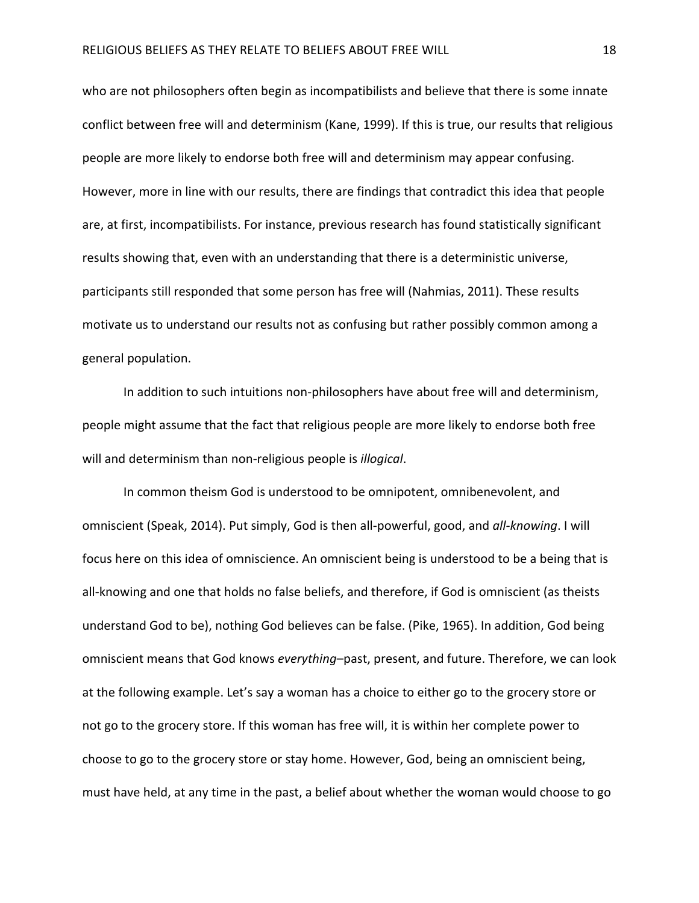who are not philosophers often begin as incompatibilists and believe that there is some innate conflict between free will and determinism (Kane, 1999). If this is true, our results that religious people are more likely to endorse both free will and determinism may appear confusing. However, more in line with our results, there are findings that contradict this idea that people are, at first, incompatibilists. For instance, previous research has found statistically significant results showing that, even with an understanding that there is a deterministic universe, participants still responded that some person has free will (Nahmias, 2011). These results motivate us to understand our results not as confusing but rather possibly common among a general population.

In addition to such intuitions non-philosophers have about free will and determinism, people might assume that the fact that religious people are more likely to endorse both free will and determinism than non-religious people is *illogical*.

In common theism God is understood to be omnipotent, omnibenevolent, and omniscient (Speak, 2014). Put simply, God is then all-powerful, good, and *all-knowing*. I will focus here on this idea of omniscience. An omniscient being is understood to be a being that is all-knowing and one that holds no false beliefs, and therefore, if God is omniscient (as theists understand God to be), nothing God believes can be false. (Pike, 1965). In addition, God being omniscient means that God knows *everything*–past, present, and future. Therefore, we can look at the following example. Let's say a woman has a choice to either go to the grocery store or not go to the grocery store. If this woman has free will, it is within her complete power to choose to go to the grocery store or stay home. However, God, being an omniscient being, must have held, at any time in the past, a belief about whether the woman would choose to go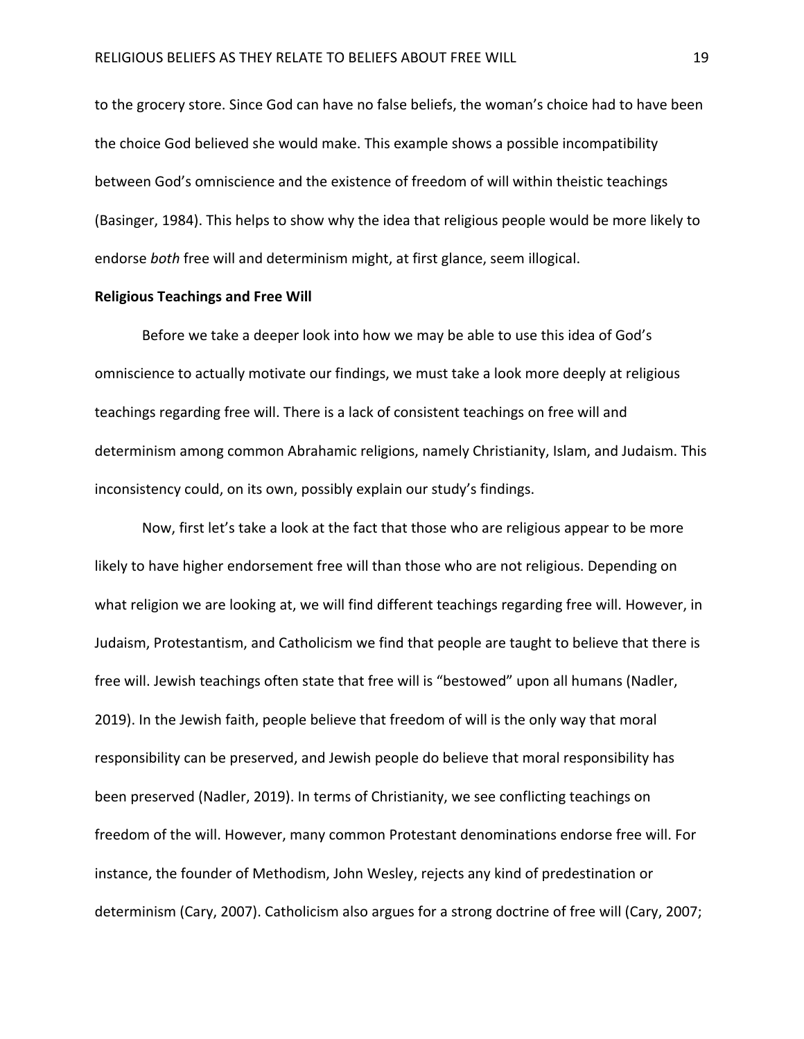to the grocery store. Since God can have no false beliefs, the woman's choice had to have been the choice God believed she would make. This example shows a possible incompatibility between God's omniscience and the existence of freedom of will within theistic teachings (Basinger, 1984). This helps to show why the idea that religious people would be more likely to endorse *both* free will and determinism might, at first glance, seem illogical.

**Religious Teachings and Free Will**

Before we take a deeper look into how we may be able to use this idea of God's omniscience to actually motivate our findings, we must take a look more deeply at religious teachings regarding free will. There is a lack of consistent teachings on free will and determinism among common Abrahamic religions, namely Christianity, Islam, and Judaism. This inconsistency could, on its own, possibly explain our study's findings.

Now, first let's take a look at the fact that those who are religious appear to be more likely to have higher endorsement free will than those who are not religious. Depending on what religion we are looking at, we will find different teachings regarding free will. However, in Judaism, Protestantism, and Catholicism we find that people are taught to believe that there is free will. Jewish teachings often state that free will is "bestowed" upon all humans (Nadler, 2019). In the Jewish faith, people believe that freedom of will is the only way that moral responsibility can be preserved, and Jewish people do believe that moral responsibility has been preserved (Nadler, 2019). In terms of Christianity, we see conflicting teachings on freedom of the will. However, many common Protestant denominations endorse free will. For instance, the founder of Methodism, John Wesley, rejects any kind of predestination or determinism (Cary, 2007). Catholicism also argues for a strong doctrine of free will (Cary, 2007;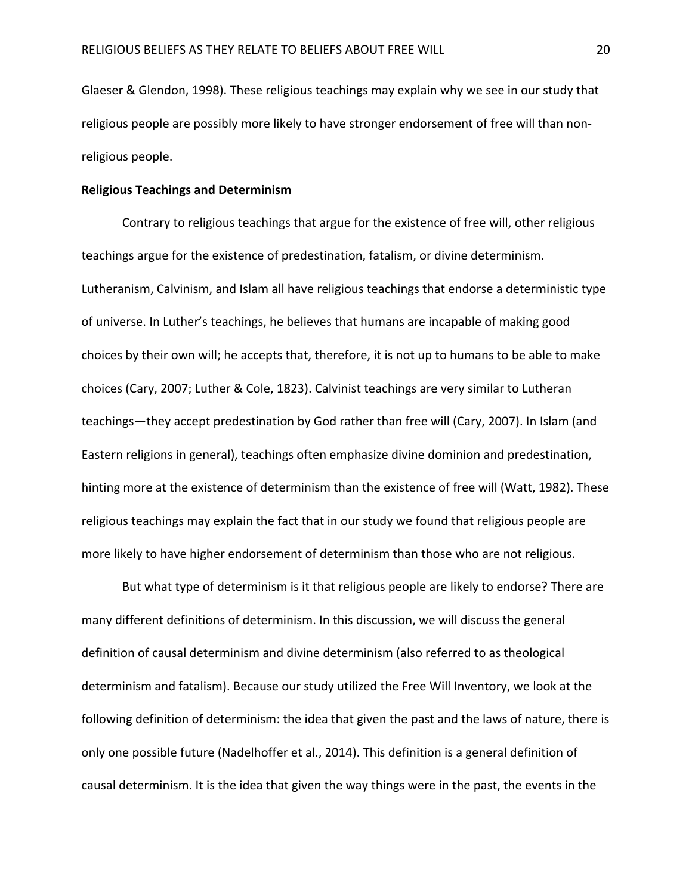Glaeser & Glendon, 1998). These religious teachings may explain why we see in our study that religious people are possibly more likely to have stronger endorsement of free will than non-religious people.

**Religious Teachings and Determinism**

Contrary to religious teachings that argue for the existence of free will, other religious teachings argue for the existence of predestination, fatalism, or divine determinism. Lutheranism, Calvinism, and Islam all have religious teachings that endorse a deterministic type of universe. In Luther's teachings, he believes that humans are incapable of making good choices by their own will; he accepts that, therefore, it is not up to humans to be able to make choices (Cary, 2007; Luther & Cole, 1823). Calvinist teachings are very similar to Lutheran teachings—they accept predestination by God rather than free will (Cary, 2007). In Islam (and Eastern religions in general), teachings often emphasize divine dominion and predestination, hinting more at the existence of determinism than the existence of free will (Watt, 1982). These religious teachings may explain the fact that in our study we found that religious people are more likely to have higher endorsement of determinism than those who are not religious.

But what type of determinism is it that religious people are likely to endorse? There are many different definitions of determinism. In this discussion, we will discuss the general definition of causal determinism and divine determinism (also referred to as theological determinism and fatalism). Because our study utilized the Free Will Inventory, we look at the following definition of determinism: the idea that given the past and the laws of nature, there is only one possible future (Nadelhoffer et al., 2014). This definition is a general definition of causal determinism. It is the idea that given the way things were in the past, the events in the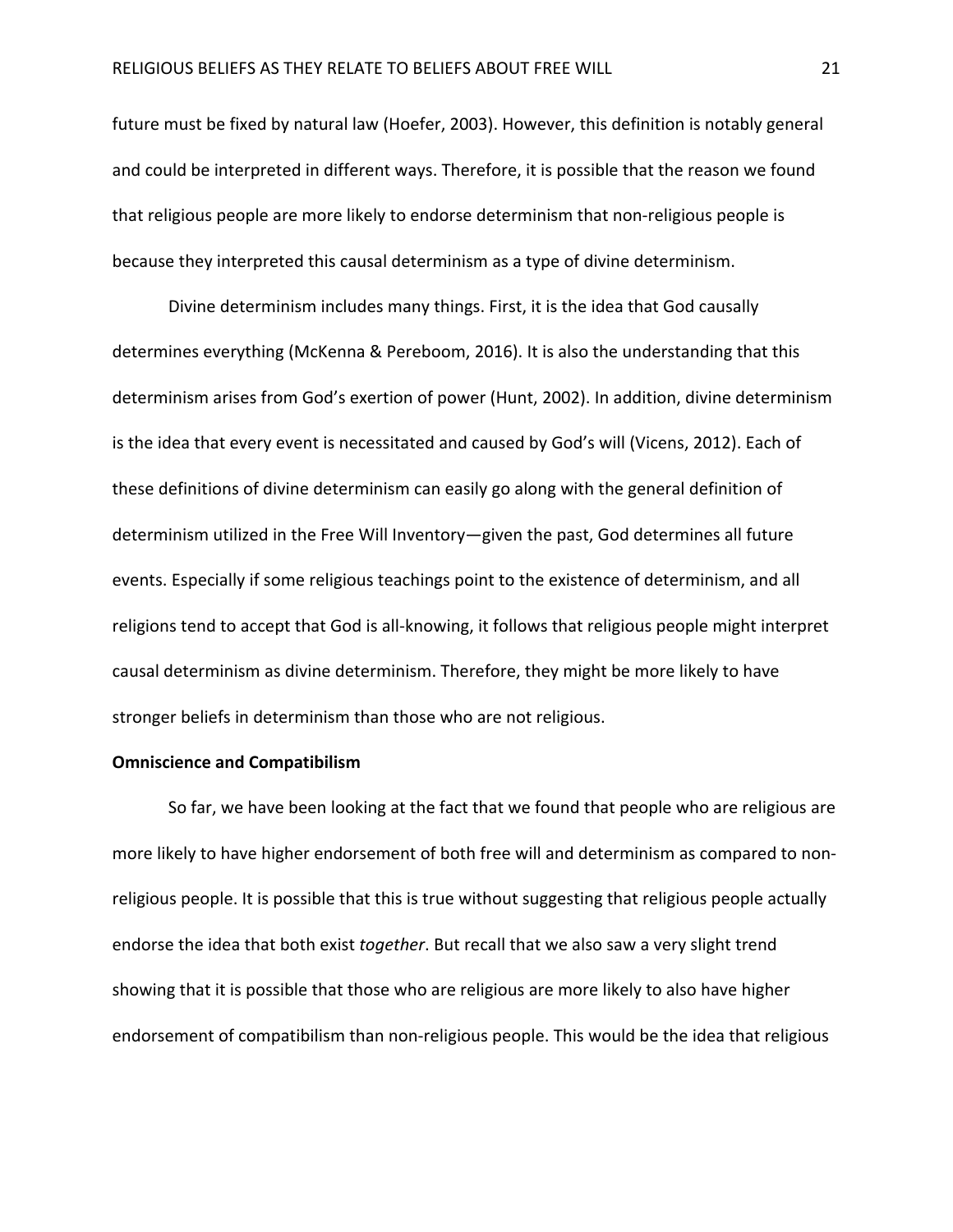future must be fixed by natural law (Hoefer, 2003). However, this definition is notably general and could be interpreted in different ways. Therefore, it is possible that the reason we found that religious people are more likely to endorse determinism that non-religious people is because they interpreted this causal determinism as a type of divine determinism.

Divine determinism includes many things. First, it is the idea that God causally determines everything (McKenna & Pereboom, 2016). It is also the understanding that this determinism arises from God's exertion of power (Hunt, 2002). In addition, divine determinism is the idea that every event is necessitated and caused by God's will (Vicens, 2012). Each of these definitions of divine determinism can easily go along with the general definition of determinism utilized in the Free Will Inventory—given the past, God determines all future events. Especially if some religious teachings point to the existence of determinism, and all religions tend to accept that God is all-knowing, it follows that religious people might interpret causal determinism as divine determinism. Therefore, they might be more likely to have stronger beliefs in determinism than those who are not religious.

**Omniscience and Compatibilism**

So far, we have been looking at the fact that we found that people who are religious are more likely to have higher endorsement of both free will and determinism as compared to non-religious people. It is possible that this is true without suggesting that religious people actually endorse the idea that both exist *together*. But recall that we also saw a very slight trend showing that it is possible that those who are religious are more likely to also have higher endorsement of compatibilism than non-religious people. This would be the idea that religious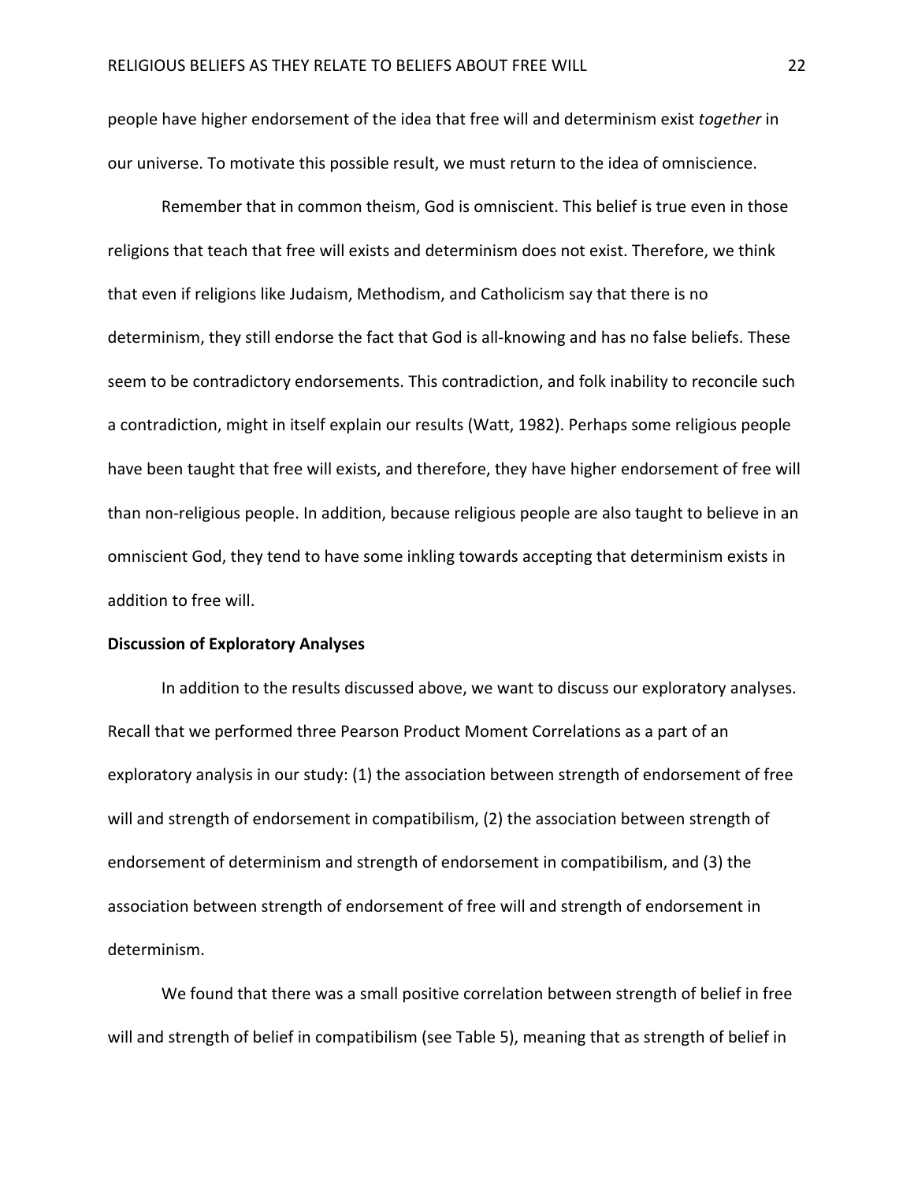people have higher endorsement of the idea that free will and determinism exist *together* in our universe. To motivate this possible result, we must return to the idea of omniscience.

Remember that in common theism, God is omniscient. This belief is true even in those religions that teach that free will exists and determinism does not exist. Therefore, we think that even if religions like Judaism, Methodism, and Catholicism say that there is no determinism, they still endorse the fact that God is all-knowing and has no false beliefs. These seem to be contradictory endorsements. This contradiction, and folk inability to reconcile such a contradiction, might in itself explain our results (Watt, 1982). Perhaps some religious people have been taught that free will exists, and therefore, they have higher endorsement of free will than non-religious people. In addition, because religious people are also taught to believe in an omniscient God, they tend to have some inkling towards accepting that determinism exists in addition to free will.

**Discussion of Exploratory Analyses**

In addition to the results discussed above, we want to discuss our exploratory analyses. Recall that we performed three Pearson Product Moment Correlations as a part of an exploratory analysis in our study: (1) the association between strength of endorsement of free will and strength of endorsement in compatibilism, (2) the association between strength of endorsement of determinism and strength of endorsement in compatibilism, and (3) the association between strength of endorsement of free will and strength of endorsement in determinism.

We found that there was a small positive correlation between strength of belief in free will and strength of belief in compatibilism (see Table 5), meaning that as strength of belief in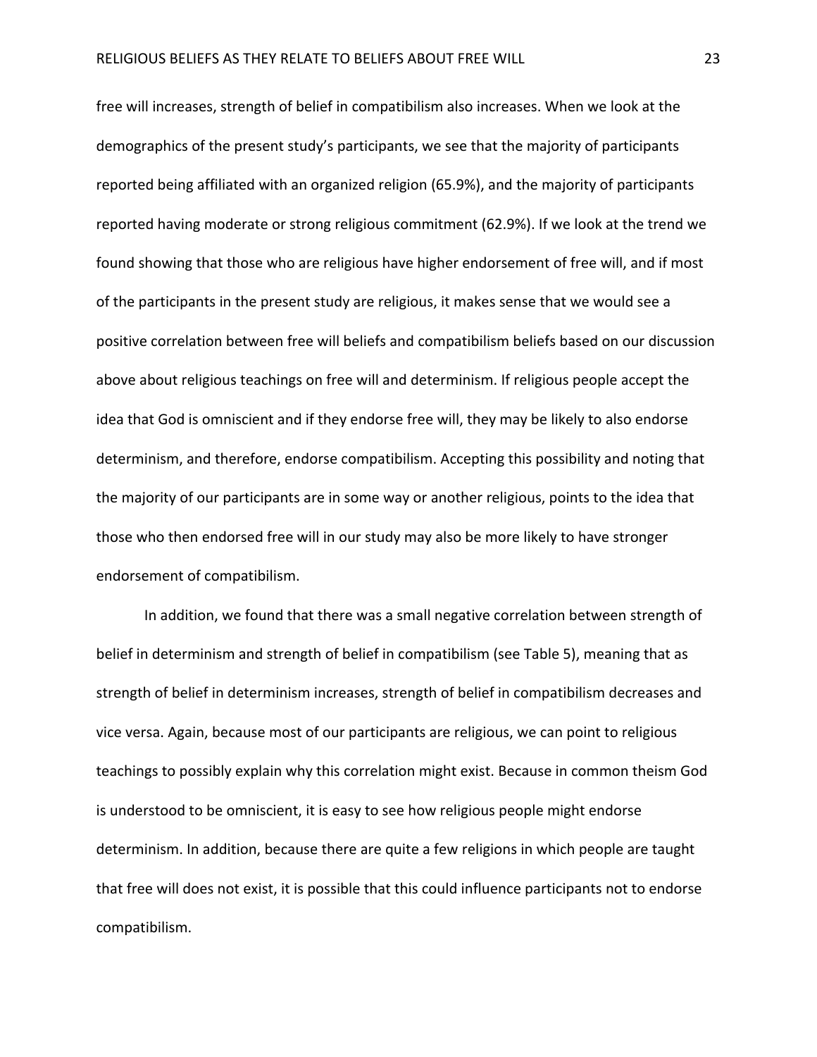free will increases, strength of belief in compatibilism also increases. When we look at the demographics of the present study's participants, we see that the majority of participants reported being affiliated with an organized religion (65.9%), and the majority of participants reported having moderate or strong religious commitment (62.9%). If we look at the trend we found showing that those who are religious have higher endorsement of free will, and if most of the participants in the present study are religious, it makes sense that we would see a positive correlation between free will beliefs and compatibilism beliefs based on our discussion above about religious teachings on free will and determinism. If religious people accept the idea that God is omniscient and if they endorse free will, they may be likely to also endorse determinism, and therefore, endorse compatibilism. Accepting this possibility and noting that the majority of our participants are in some way or another religious, points to the idea that those who then endorsed free will in our study may also be more likely to have stronger endorsement of compatibilism.

In addition, we found that there was a small negative correlation between strength of belief in determinism and strength of belief in compatibilism (see Table 5), meaning that as strength of belief in determinism increases, strength of belief in compatibilism decreases and vice versa. Again, because most of our participants are religious, we can point to religious teachings to possibly explain why this correlation might exist. Because in common theism God is understood to be omniscient, it is easy to see how religious people might endorse determinism. In addition, because there are quite a few religions in which people are taught that free will does not exist, it is possible that this could influence participants not to endorse compatibilism.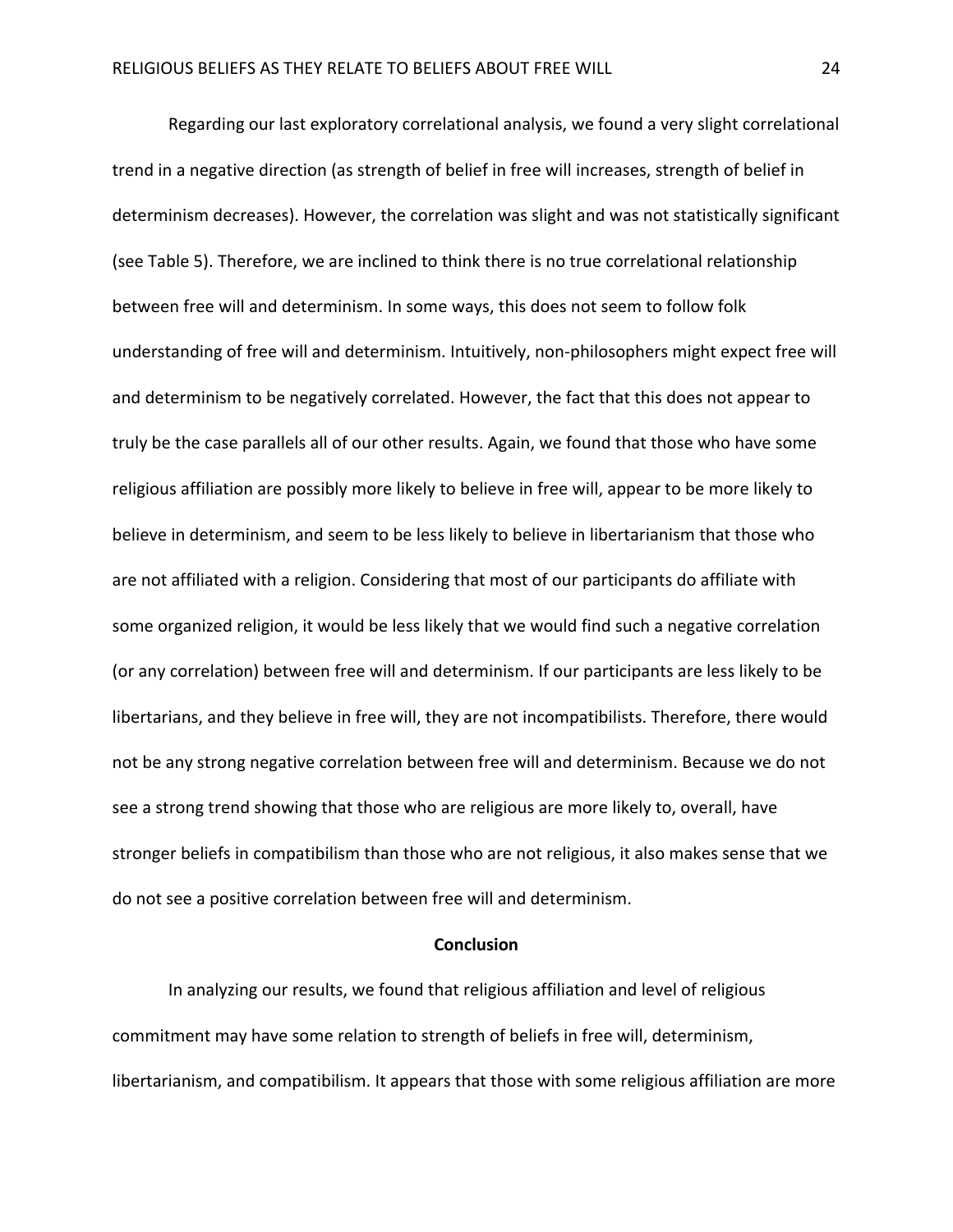Regarding our last exploratory correlational analysis, we found a very slight correlational trend in a negative direction (as strength of belief in free will increases, strength of belief in determinism decreases). However, the correlation was slight and was not statistically significant (see Table 5). Therefore, we are inclined to think there is no true correlational relationship between free will and determinism. In some ways, this does not seem to follow folk understanding of free will and determinism. Intuitively, non-philosophers might expect free will and determinism to be negatively correlated. However, the fact that this does not appear to truly be the case parallels all of our other results. Again, we found that those who have some religious affiliation are possibly more likely to believe in free will, appear to be more likely to believe in determinism, and seem to be less likely to believe in libertarianism that those who are not affiliated with a religion. Considering that most of our participants do affiliate with some organized religion, it would be less likely that we would find such a negative correlation (or any correlation) between free will and determinism. If our participants are less likely to be libertarians, and they believe in free will, they are not incompatibilists. Therefore, there would not be any strong negative correlation between free will and determinism. Because we do not see a strong trend showing that those who are religious are more likely to, overall, have stronger beliefs in compatibilism than those who are not religious, it also makes sense that we do not see a positive correlation between free will and determinism.

## Conclusion

In analyzing our results, we found that religious affiliation and level of religious commitment may have some relation to strength of beliefs in free will, determinism, libertarianism, and compatibilism. It appears that those with some religious affiliation are more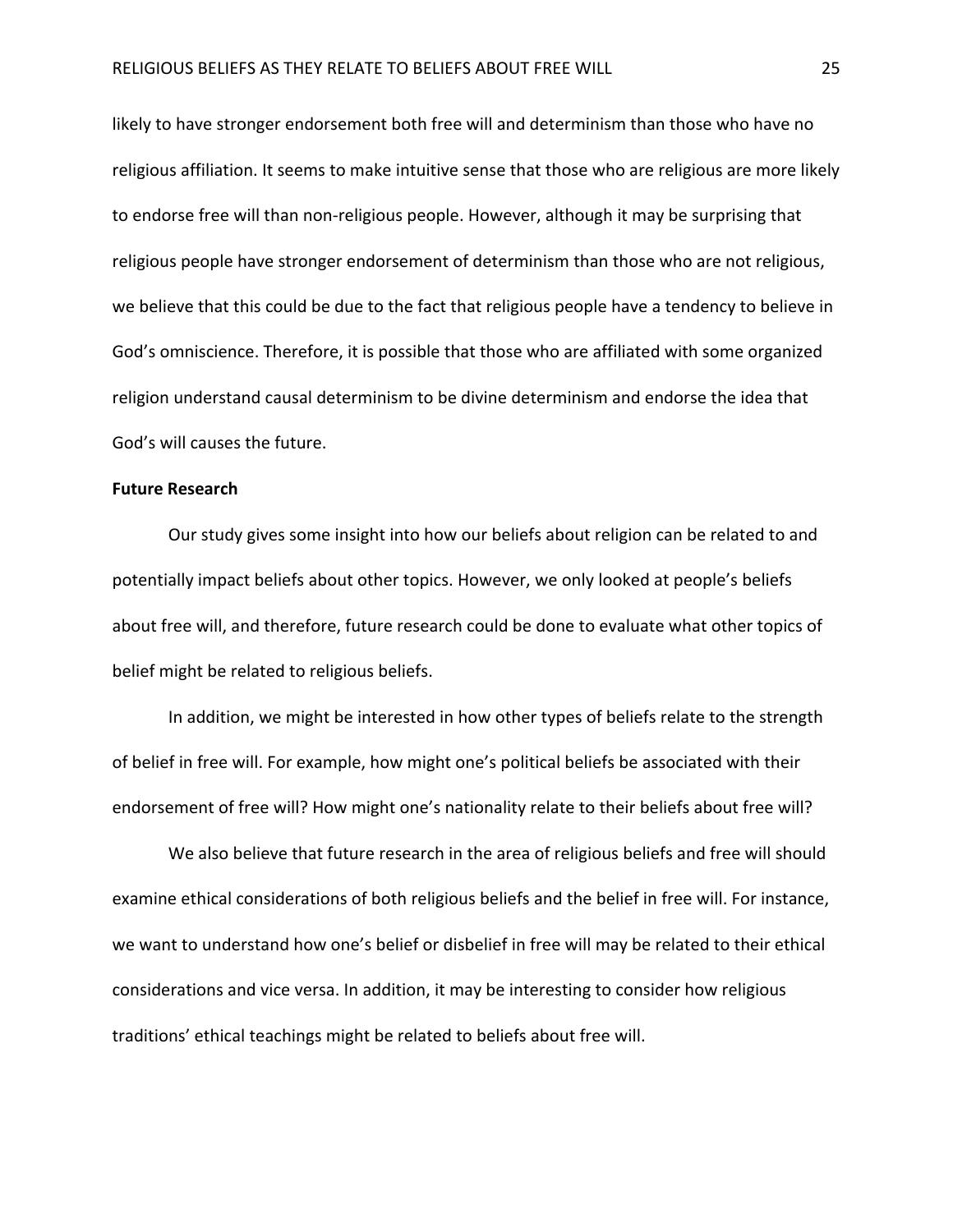likely to have stronger endorsement both free will and determinism than those who have no religious affiliation. It seems to make intuitive sense that those who are religious are more likely to endorse free will than non-religious people. However, although it may be surprising that religious people have stronger endorsement of determinism than those who are not religious, we believe that this could be due to the fact that religious people have a tendency to believe in God's omniscience. Therefore, it is possible that those who are affiliated with some organized religion understand causal determinism to be divine determinism and endorse the idea that God's will causes the future.

**Future Research**

Our study gives some insight into how our beliefs about religion can be related to and potentially impact beliefs about other topics. However, we only looked at people's beliefs about free will, and therefore, future research could be done to evaluate what other topics of belief might be related to religious beliefs.

In addition, we might be interested in how other types of beliefs relate to the strength of belief in free will. For example, how might one's political beliefs be associated with their endorsement of free will? How might one's nationality relate to their beliefs about free will?

We also believe that future research in the area of religious beliefs and free will should examine ethical considerations of both religious beliefs and the belief in free will. For instance, we want to understand how one's belief or disbelief in free will may be related to their ethical considerations and vice versa. In addition, it may be interesting to consider how religious traditions' ethical teachings might be related to beliefs about free will.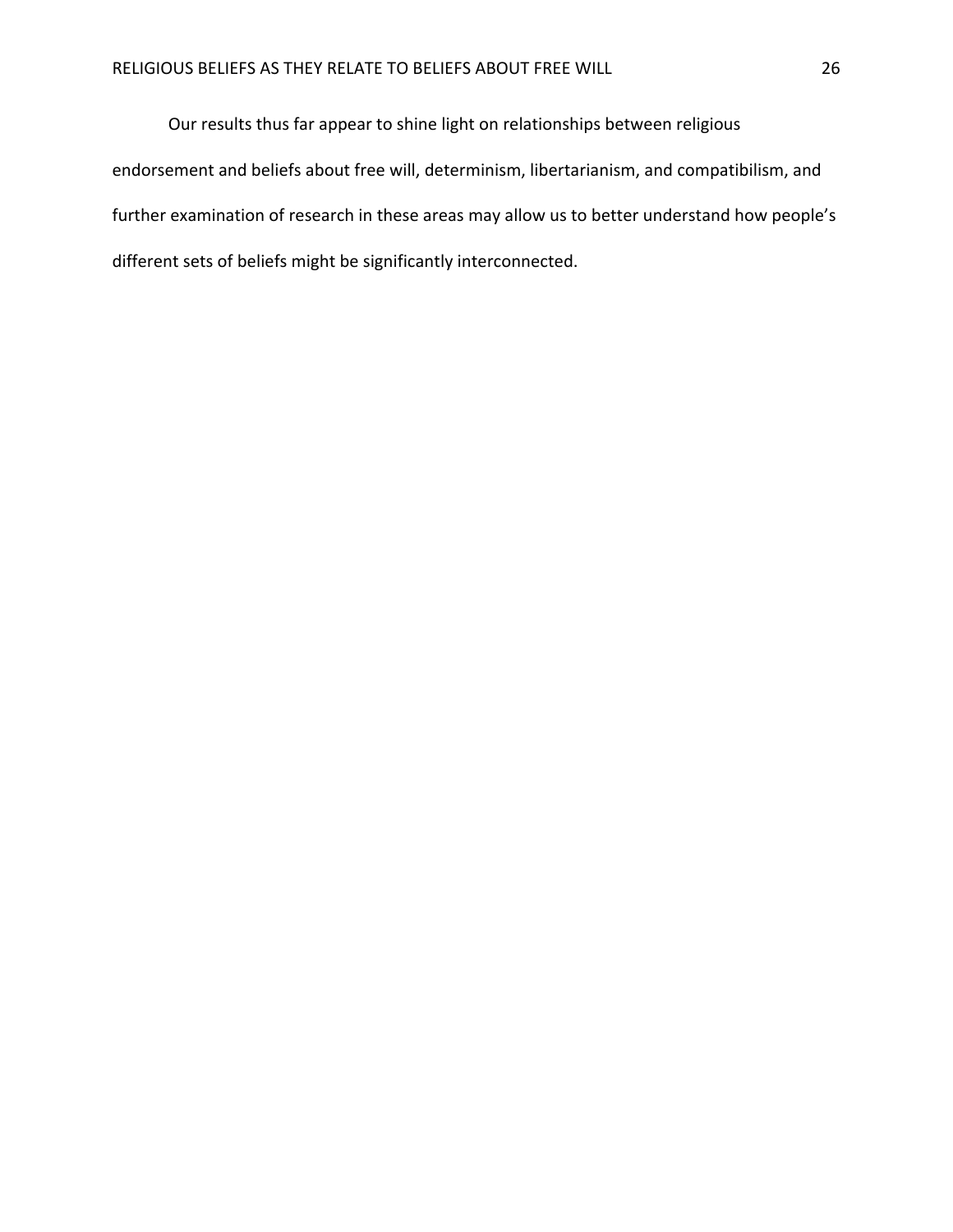Our results thus far appear to shine light on relationships between religious endorsement and beliefs about free will, determinism, libertarianism, and compatibilism, and further examination of research in these areas may allow us to better understand how people's different sets of beliefs might be significantly interconnected.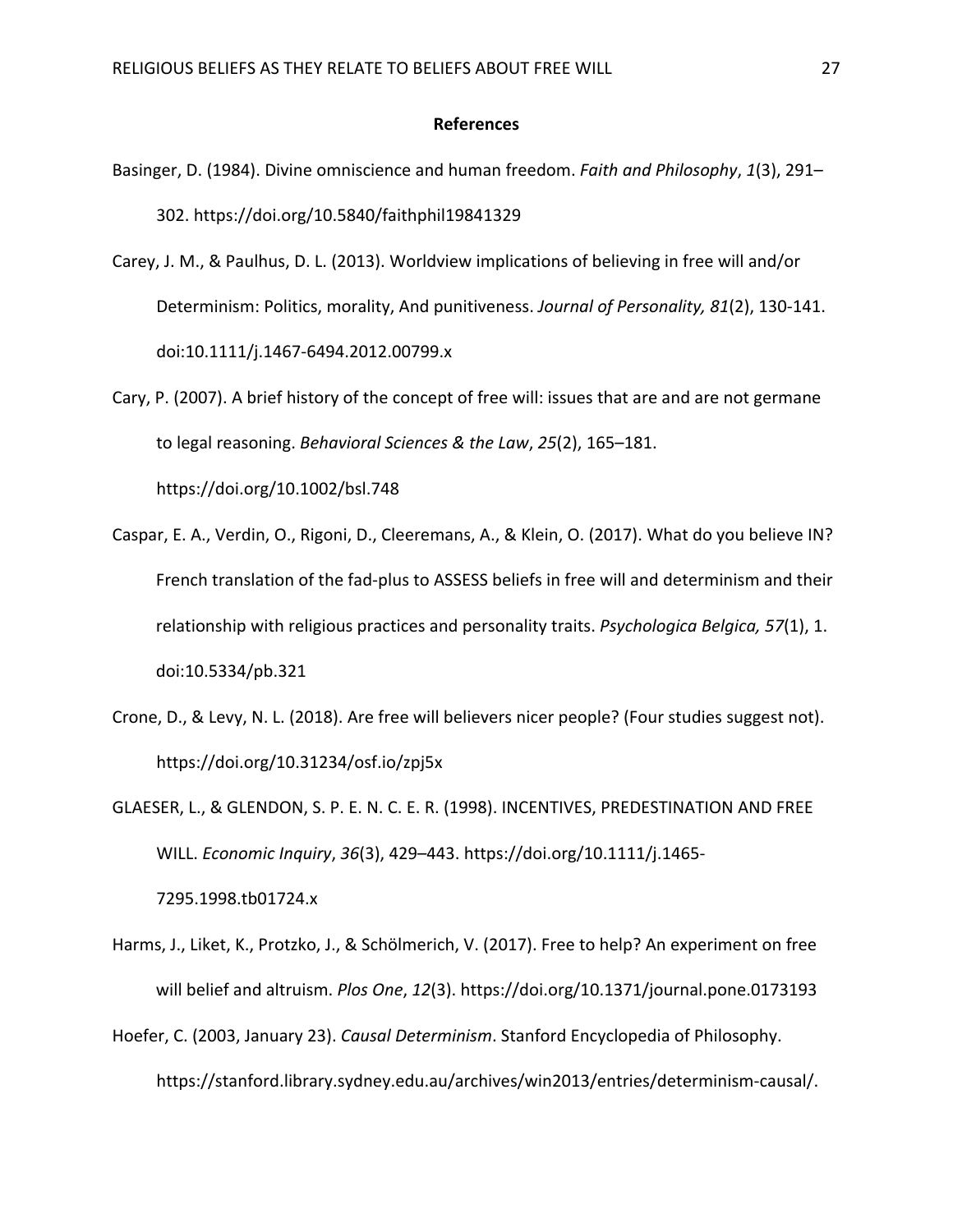# References

Basinger, D. (1984). Divine omniscience and human freedom. *Faith and Philosophy*, *1*(3), 291–302. https://doi.org/10.5840/faithphil19841329

Carey, J. M., & Paulhus, D. L. (2013). Worldview implications of believing in free will and/or Determinism: Politics, morality, And punitiveness. *Journal of Personality, 81*(2), 130-141. doi:10.1111/j.1467-6494.2012.00799.x

Cary, P. (2007). A brief history of the concept of free will: issues that are and are not germane to legal reasoning. *Behavioral Sciences & the Law*, *25*(2), 165–181. https://doi.org/10.1002/bsl.748

Caspar, E. A., Verdin, O., Rigoni, D., Cleeremans, A., & Klein, O. (2017). What do you believe IN? French translation of the fad-plus to ASSESS beliefs in free will and determinism and their relationship with religious practices and personality traits. *Psychologica Belgica, 57*(1), 1. doi:10.5334/pb.321

Crone, D., & Levy, N. L. (2018). Are free will believers nicer people? (Four studies suggest not). https://doi.org/10.31234/osf.io/zpj5x

GLAESER, L., & GLENDON, S. P. E. N. C. E. R. (1998). INCENTIVES, PREDESTINATION AND FREE WILL. *Economic Inquiry*, *36*(3), 429–443. https://doi.org/10.1111/j.1465-7295.1998.tb01724.x

Harms, J., Liket, K., Protzko, J., & Schölmerich, V. (2017). Free to help? An experiment on free will belief and altruism. *Plos One*, *12*(3). https://doi.org/10.1371/journal.pone.0173193

Hoefer, C. (2003, January 23). *Causal Determinism*. Stanford Encyclopedia of Philosophy. https://stanford.library.sydney.edu.au/archives/win2013/entries/determinism-causal/.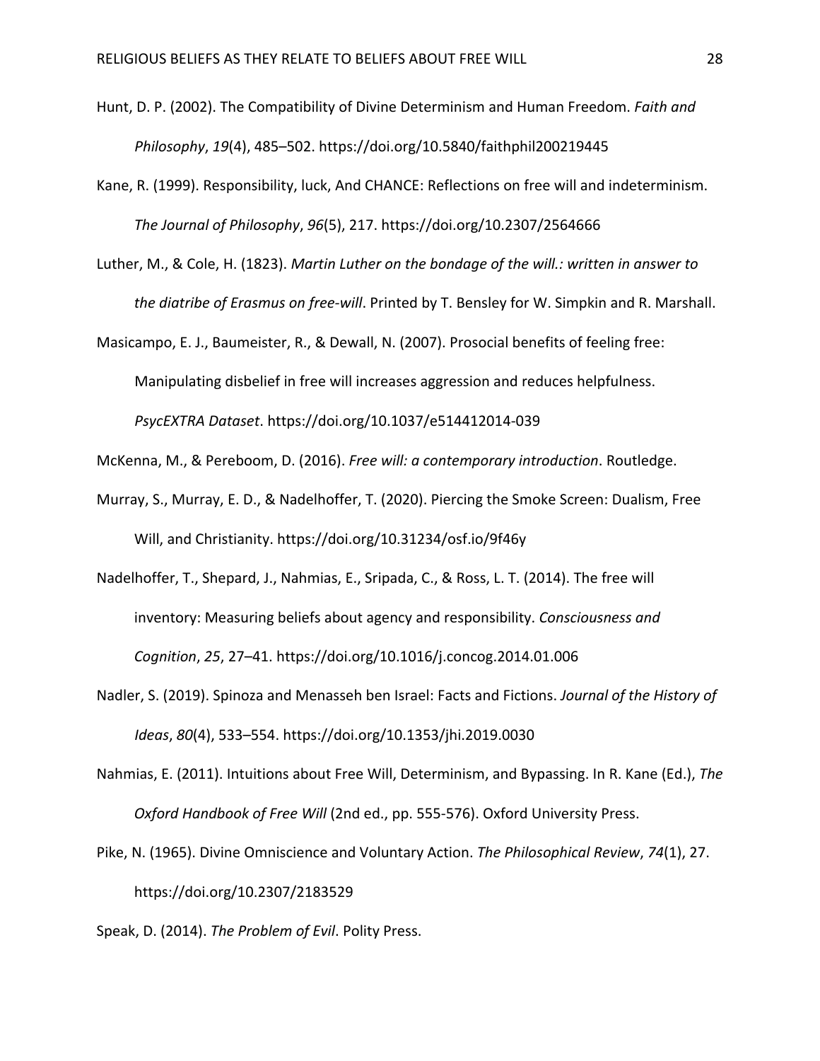Hunt, D. P. (2002). The Compatibility of Divine Determinism and Human Freedom. *Faith and Philosophy*, *19*(4), 485–502. https://doi.org/10.5840/faithphil200219445

Kane, R. (1999). Responsibility, luck, And CHANCE: Reflections on free will and indeterminism. *The Journal of Philosophy*, *96*(5), 217. https://doi.org/10.2307/2564666

Luther, M., & Cole, H. (1823). *Martin Luther on the bondage of the will.: written in answer to the diatribe of Erasmus on free-will*. Printed by T. Bensley for W. Simpkin and R. Marshall.

Masicampo, E. J., Baumeister, R., & Dewall, N. (2007). Prosocial benefits of feeling free: Manipulating disbelief in free will increases aggression and reduces helpfulness. *PsycEXTRA Dataset*. https://doi.org/10.1037/e514412014-039

McKenna, M., & Pereboom, D. (2016). *Free will: a contemporary introduction*. Routledge.

Murray, S., Murray, E. D., & Nadelhoffer, T. (2020). Piercing the Smoke Screen: Dualism, Free Will, and Christianity. https://doi.org/10.31234/osf.io/9f46y

Nadelhoffer, T., Shepard, J., Nahmias, E., Sripada, C., & Ross, L. T. (2014). The free will inventory: Measuring beliefs about agency and responsibility. *Consciousness and Cognition*, *25*, 27–41. https://doi.org/10.1016/j.concog.2014.01.006

Nadler, S. (2019). Spinoza and Menasseh ben Israel: Facts and Fictions. *Journal of the History of Ideas*, *80*(4), 533–554. https://doi.org/10.1353/jhi.2019.0030

Nahmias, E. (2011). Intuitions about Free Will, Determinism, and Bypassing. In R. Kane (Ed.), *The Oxford Handbook of Free Will* (2nd ed., pp. 555-576). Oxford University Press.

Pike, N. (1965). Divine Omniscience and Voluntary Action. *The Philosophical Review*, *74*(1), 27. https://doi.org/10.2307/2183529

Speak, D. (2014). *The Problem of Evil*. Polity Press.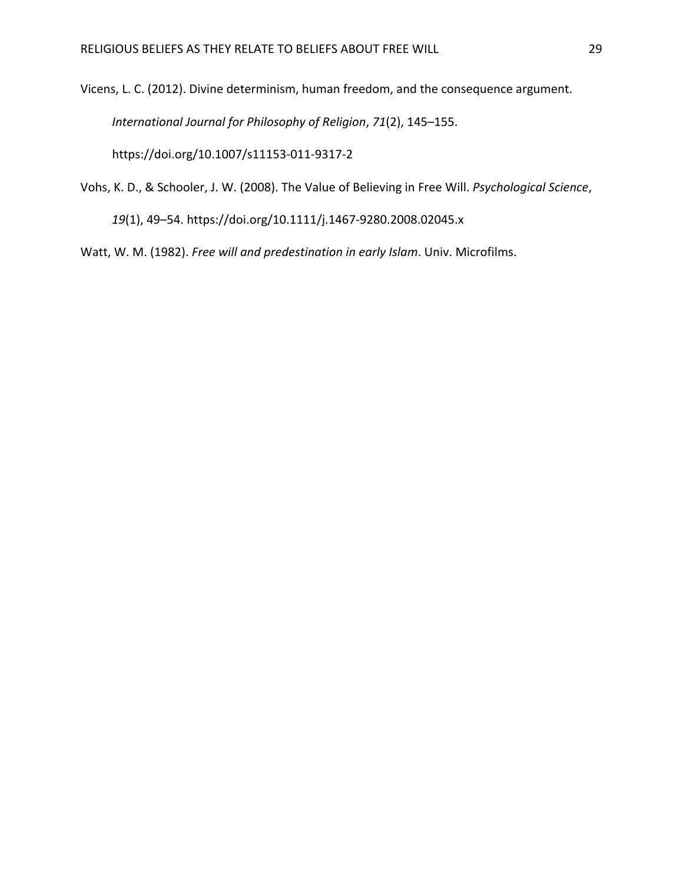Vicens, L. C. (2012). Divine determinism, human freedom, and the consequence argument. *International Journal for Philosophy of Religion*, *71*(2), 145–155. https://doi.org/10.1007/s11153-011-9317-2

Vohs, K. D., & Schooler, J. W. (2008). The Value of Believing in Free Will. *Psychological Science*, *19*(1), 49–54. https://doi.org/10.1111/j.1467-9280.2008.02045.x

Watt, W. M. (1982). *Free will and predestination in early Islam*. Univ. Microfilms.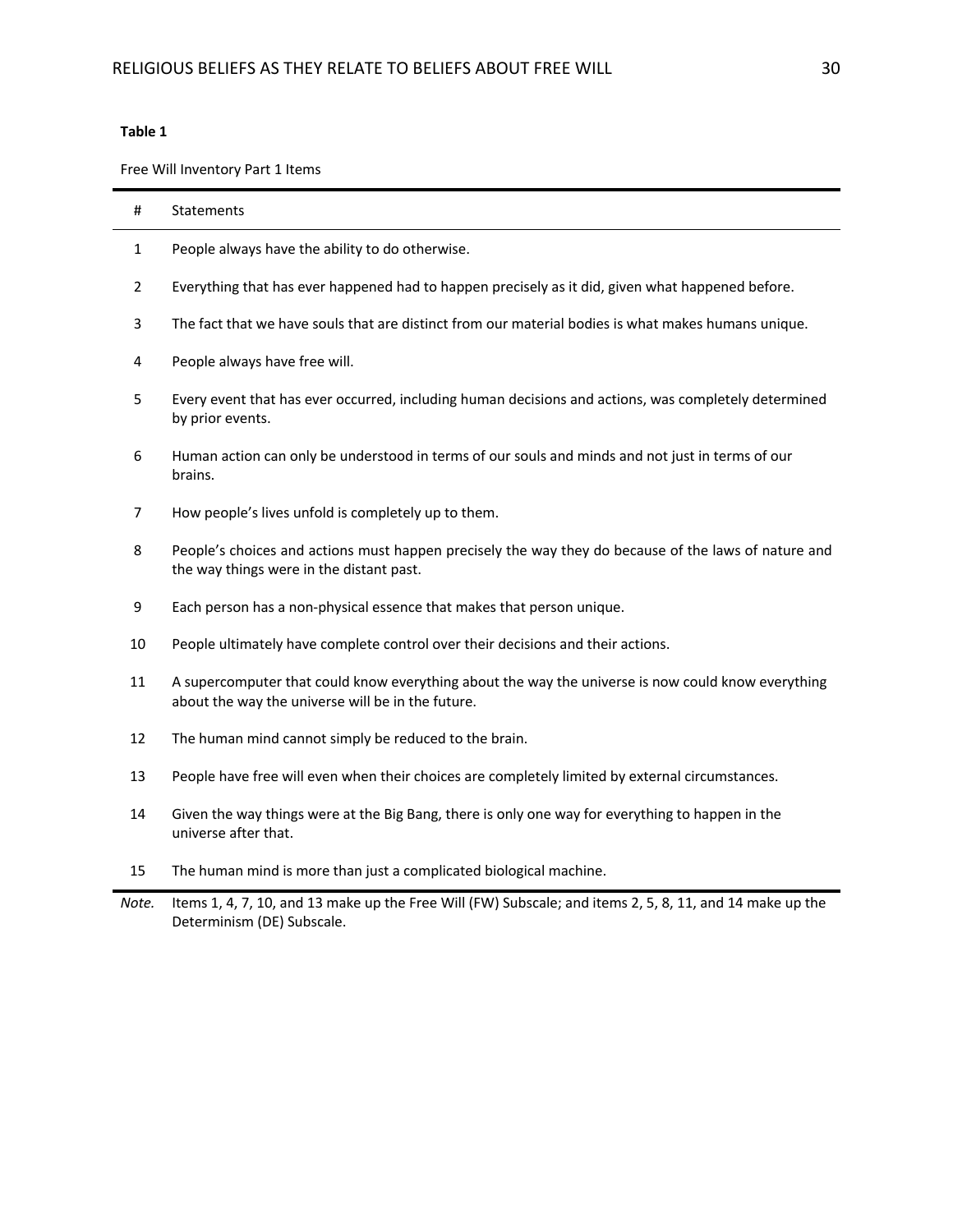**Table 1**

Free Will Inventory Part 1 Items

| # | Statements |
|---|---|
| 1 | People always have the ability to do otherwise. |
| 2 | Everything that has ever happened had to happen precisely as it did, given what happened before. |
| 3 | The fact that we have souls that are distinct from our material bodies is what makes humans unique. |
| 4 | People always have free will. |
| 5 | Every event that has ever occurred, including human decisions and actions, was completely determined by prior events. |
| 6 | Human action can only be understood in terms of our souls and minds and not just in terms of our brains. |
| 7 | How people's lives unfold is completely up to them. |
| 8 | People's choices and actions must happen precisely the way they do because of the laws of nature and the way things were in the distant past. |
| 9 | Each person has a non-physical essence that makes that person unique. |
| 10 | People ultimately have complete control over their decisions and their actions. |
| 11 | A supercomputer that could know everything about the way the universe is now could know everything about the way the universe will be in the future. |
| 12 | The human mind cannot simply be reduced to the brain. |
| 13 | People have free will even when their choices are completely limited by external circumstances. |
| 14 | Given the way things were at the Big Bang, there is only one way for everything to happen in the universe after that. |
| 15 | The human mind is more than just a complicated biological machine. |

*Note.* Items 1, 4, 7, 10, and 13 make up the Free Will (FW) Subscale; and items 2, 5, 8, 11, and 14 make up the Determinism (DE) Subscale.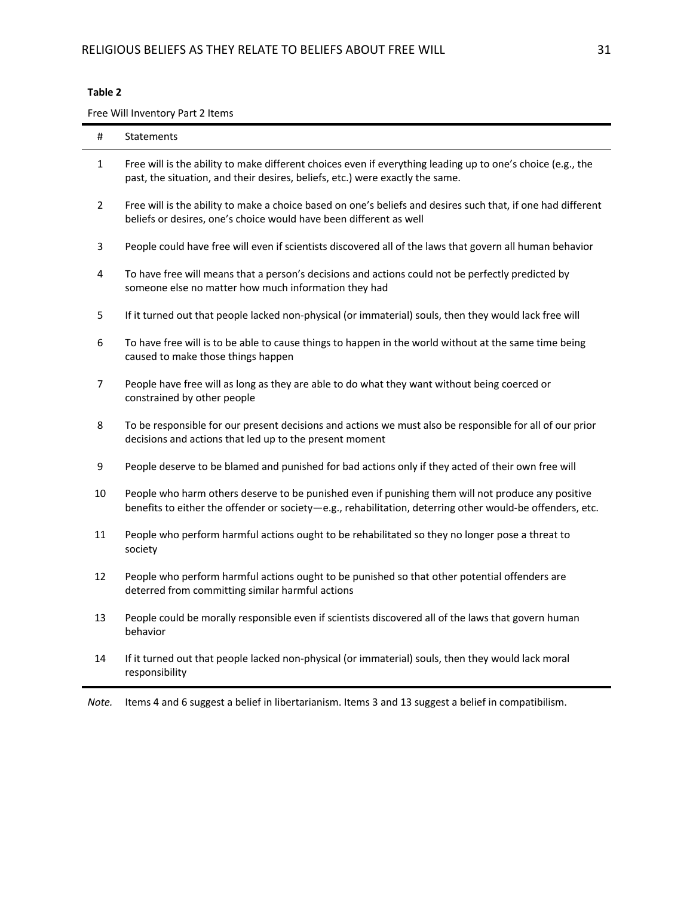**Table 2**

Free Will Inventory Part 2 Items

| # | Statements |
|---|---|
| 1 | Free will is the ability to make different choices even if everything leading up to one's choice (e.g., the past, the situation, and their desires, beliefs, etc.) were exactly the same. |
| 2 | Free will is the ability to make a choice based on one's beliefs and desires such that, if one had different beliefs or desires, one's choice would have been different as well |
| 3 | People could have free will even if scientists discovered all of the laws that govern all human behavior |
| 4 | To have free will means that a person's decisions and actions could not be perfectly predicted by someone else no matter how much information they had |
| 5 | If it turned out that people lacked non-physical (or immaterial) souls, then they would lack free will |
| 6 | To have free will is to be able to cause things to happen in the world without at the same time being caused to make those things happen |
| 7 | People have free will as long as they are able to do what they want without being coerced or constrained by other people |
| 8 | To be responsible for our present decisions and actions we must also be responsible for all of our prior decisions and actions that led up to the present moment |
| 9 | People deserve to be blamed and punished for bad actions only if they acted of their own free will |
| 10 | People who harm others deserve to be punished even if punishing them will not produce any positive benefits to either the offender or society—e.g., rehabilitation, deterring other would-be offenders, etc. |
| 11 | People who perform harmful actions ought to be rehabilitated so they no longer pose a threat to society |
| 12 | People who perform harmful actions ought to be punished so that other potential offenders are deterred from committing similar harmful actions |
| 13 | People could be morally responsible even if scientists discovered all of the laws that govern human behavior |
| 14 | If it turned out that people lacked non-physical (or immaterial) souls, then they would lack moral responsibility |

*Note.* Items 4 and 6 suggest a belief in libertarianism. Items 3 and 13 suggest a belief in compatibilism.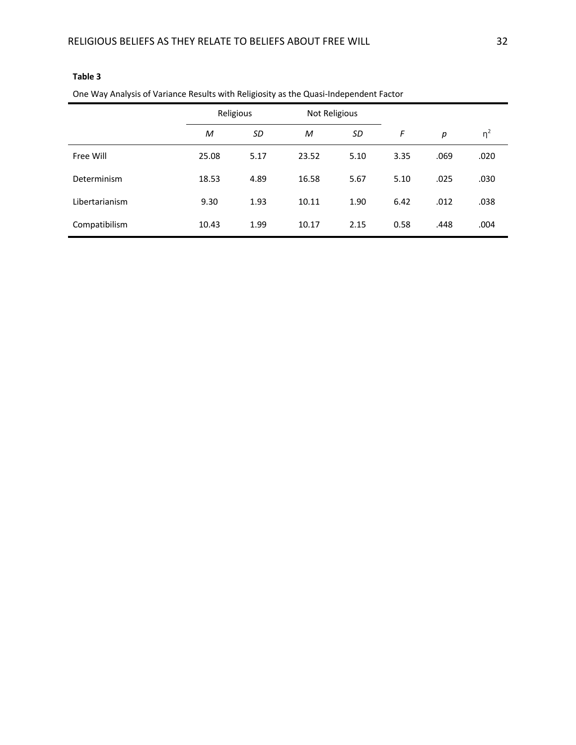**Table 3**

One Way Analysis of Variance Results with Religiosity as the Quasi-Independent Factor

| | Religious | | Not Religious | | | | |
|---|---|---|---|---|---|---|---|
| | *M* | *SD* | *M* | *SD* | *F* | *p* | $\eta^2$ |
| Free Will | 25.08 | 5.17 | 23.52 | 5.10 | 3.35 | .069 | .020 |
| Determinism | 18.53 | 4.89 | 16.58 | 5.67 | 5.10 | .025 | .030 |
| Libertarianism | 9.30 | 1.93 | 10.11 | 1.90 | 6.42 | .012 | .038 |
| Compatibilism | 10.43 | 1.99 | 10.17 | 2.15 | 0.58 | .448 | .004 |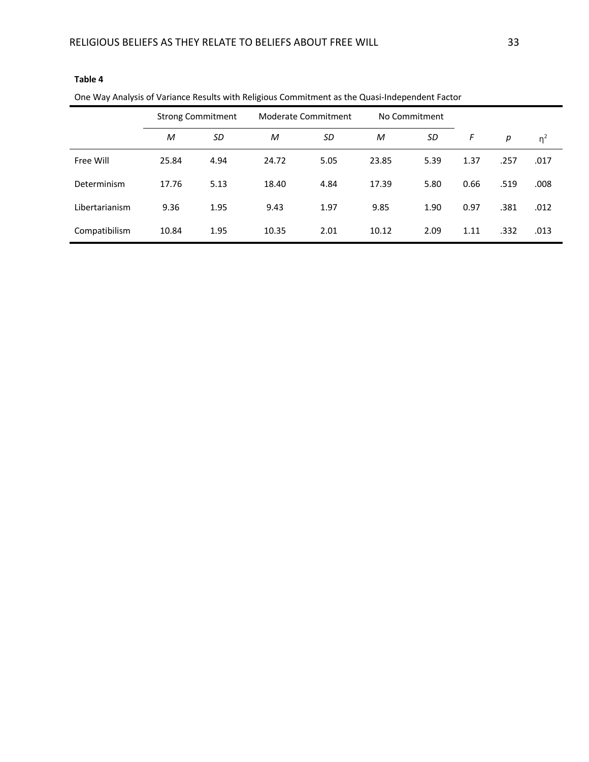**Table 4**

One Way Analysis of Variance Results with Religious Commitment as the Quasi-Independent Factor

| | Strong Commitment | | Moderate Commitment | | No Commitment | | | | |
|---|---|---|---|---|---|---|---|---|---|
| | *M* | *SD* | *M* | *SD* | *M* | *SD* | *F* | *p* | $\eta^2$ |
| Free Will | 25.84 | 4.94 | 24.72 | 5.05 | 23.85 | 5.39 | 1.37 | .257 | .017 |
| Determinism | 17.76 | 5.13 | 18.40 | 4.84 | 17.39 | 5.80 | 0.66 | .519 | .008 |
| Libertarianism | 9.36 | 1.95 | 9.43 | 1.97 | 9.85 | 1.90 | 0.97 | .381 | .012 |
| Compatibilism | 10.84 | 1.95 | 10.35 | 2.01 | 10.12 | 2.09 | 1.11 | .332 | .013 |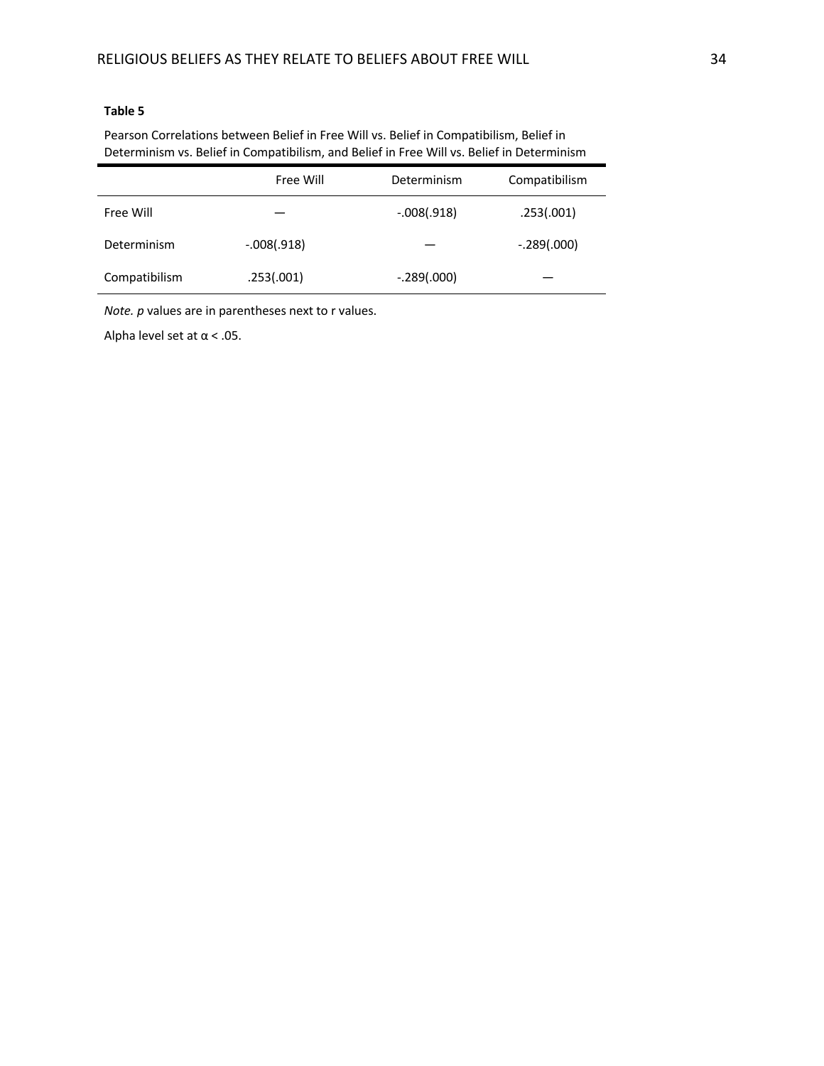**Table 5**

Pearson Correlations between Belief in Free Will vs. Belief in Compatibilism, Belief in Determinism vs. Belief in Compatibilism, and Belief in Free Will vs. Belief in Determinism

| | Free Will | Determinism | Compatibilism |
|---|---|---|---|
| Free Will | — | -.008(.918) | .253(.001) |
| Determinism | -.008(.918) | — | -.289(.000) |
| Compatibilism | .253(.001) | -.289(.000) | — |

*Note. p* values are in parentheses next to r values.

Alpha level set at $\alpha < .05$.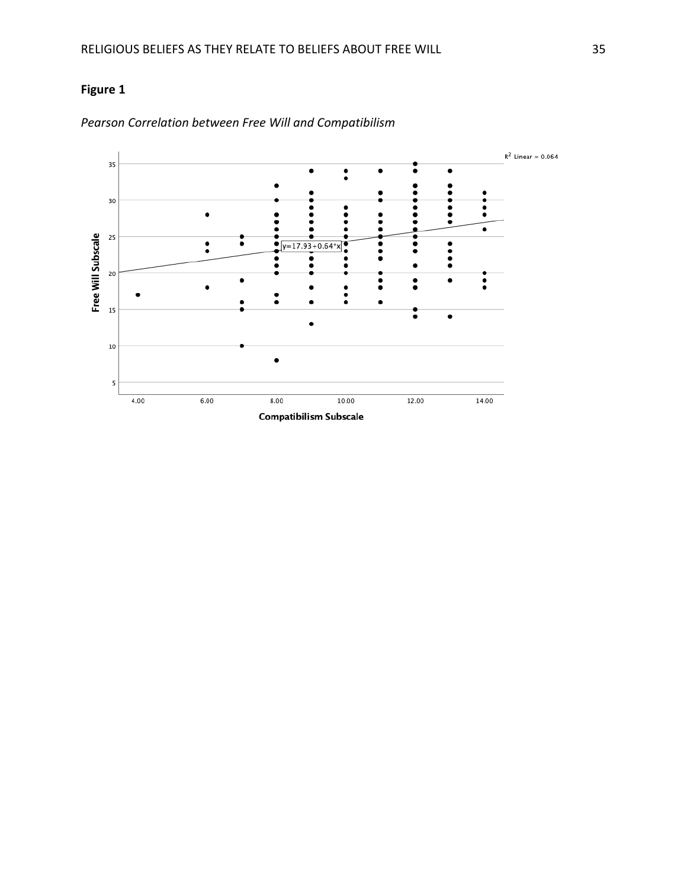**Figure 1**

*Pearson Correlation between Free Will and Compatibilism*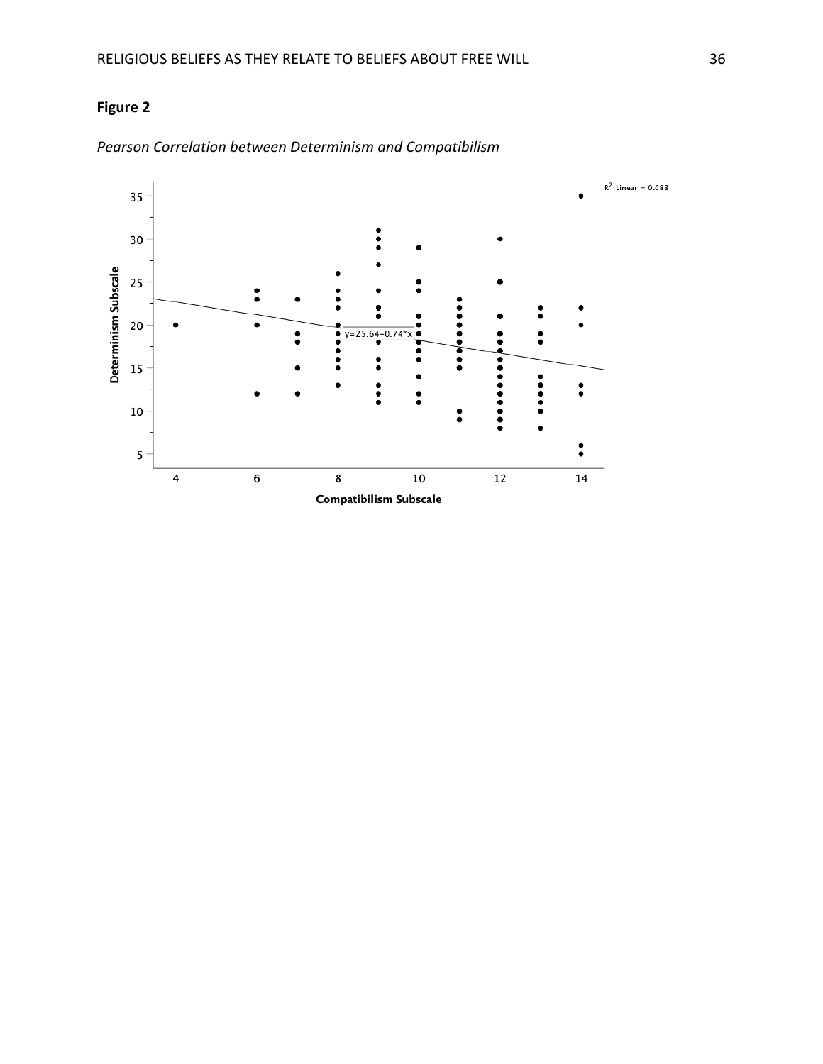**Figure 2**

*Pearson Correlation between Determinism and Compatibilism*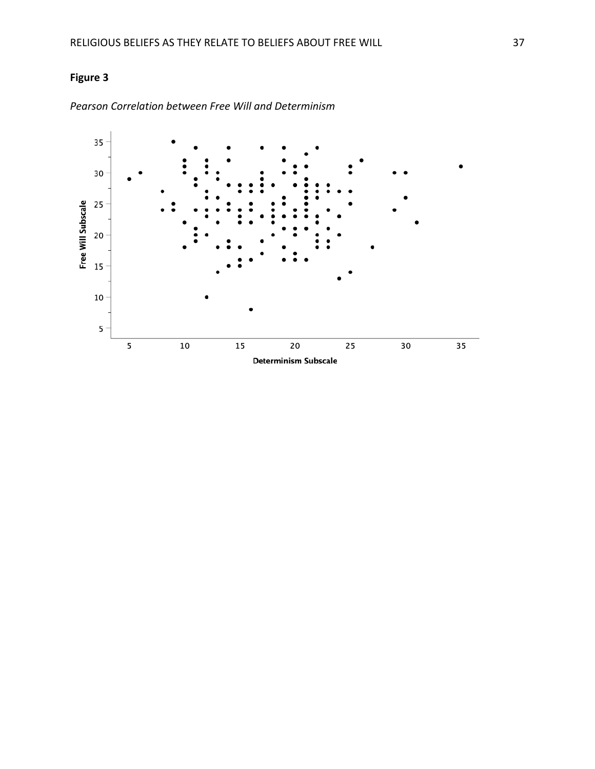**Figure 3**

*Pearson Correlation between Free Will and Determinism*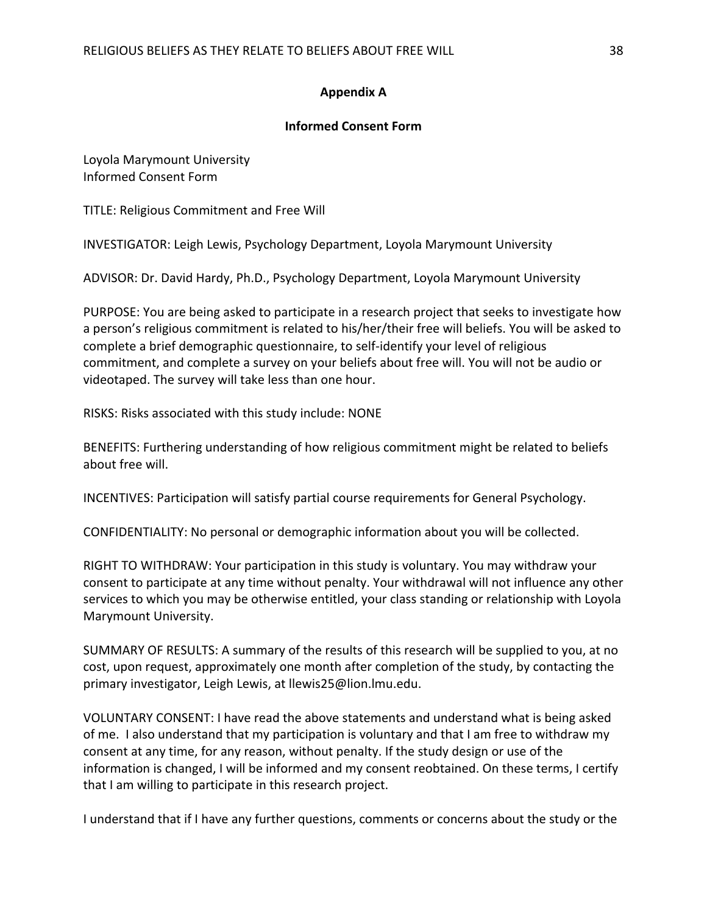## Appendix A

### Informed Consent Form

Loyola Marymount University
Informed Consent Form

TITLE: Religious Commitment and Free Will

INVESTIGATOR: Leigh Lewis, Psychology Department, Loyola Marymount University

ADVISOR: Dr. David Hardy, Ph.D., Psychology Department, Loyola Marymount University

PURPOSE: You are being asked to participate in a research project that seeks to investigate how a person's religious commitment is related to his/her/their free will beliefs. You will be asked to complete a brief demographic questionnaire, to self-identify your level of religious commitment, and complete a survey on your beliefs about free will. You will not be audio or videotaped. The survey will take less than one hour.

RISKS: Risks associated with this study include: NONE

BENEFITS: Furthering understanding of how religious commitment might be related to beliefs about free will.

INCENTIVES: Participation will satisfy partial course requirements for General Psychology.

CONFIDENTIALITY: No personal or demographic information about you will be collected.

RIGHT TO WITHDRAW: Your participation in this study is voluntary. You may withdraw your consent to participate at any time without penalty. Your withdrawal will not influence any other services to which you may be otherwise entitled, your class standing or relationship with Loyola Marymount University.

SUMMARY OF RESULTS: A summary of the results of this research will be supplied to you, at no cost, upon request, approximately one month after completion of the study, by contacting the primary investigator, Leigh Lewis, at llewis25@lion.lmu.edu.

VOLUNTARY CONSENT: I have read the above statements and understand what is being asked of me. I also understand that my participation is voluntary and that I am free to withdraw my consent at any time, for any reason, without penalty. If the study design or use of the information is changed, I will be informed and my consent reobtained. On these terms, I certify that I am willing to participate in this research project.

I understand that if I have any further questions, comments or concerns about the study or the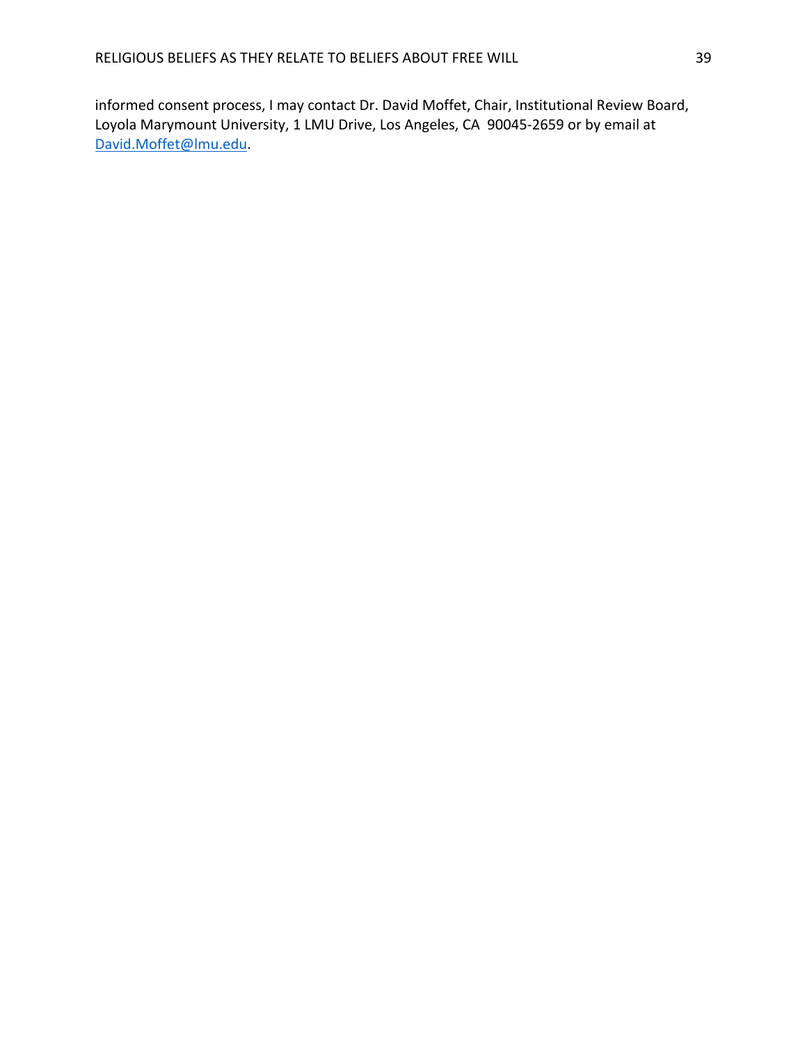informed consent process, I may contact Dr. David Moffet, Chair, Institutional Review Board, Loyola Marymount University, 1 LMU Drive, Los Angeles, CA 90045-2659 or by email at David.Moffet@lmu.edu.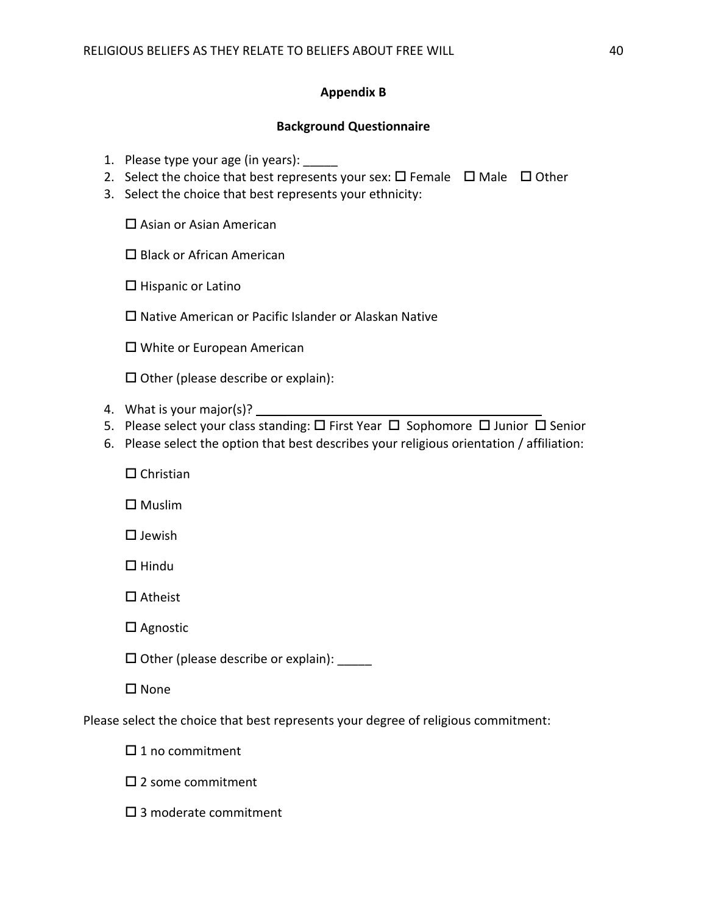## Appendix B

### Background Questionnaire

1. Please type your age (in years): _____
2. Select the choice that best represents your sex: ☐ Female ☐ Male ☐ Other
3. Select the choice that best represents your ethnicity:

   ☐ Asian or Asian American

   ☐ Black or African American

   ☐ Hispanic or Latino

   ☐ Native American or Pacific Islander or Alaskan Native

   ☐ White or European American

   ☐ Other (please describe or explain):

4. What is your major(s)? ____________________
5. Please select your class standing: ☐ First Year ☐ Sophomore ☐ Junior ☐ Senior
6. Please select the option that best describes your religious orientation / affiliation:

   ☐ Christian

   ☐ Muslim

   ☐ Jewish

   ☐ Hindu

   ☐ Atheist

   ☐ Agnostic

   ☐ Other (please describe or explain): _____

   ☐ None

Please select the choice that best represents your degree of religious commitment:

☐ 1 no commitment

☐ 2 some commitment

☐ 3 moderate commitment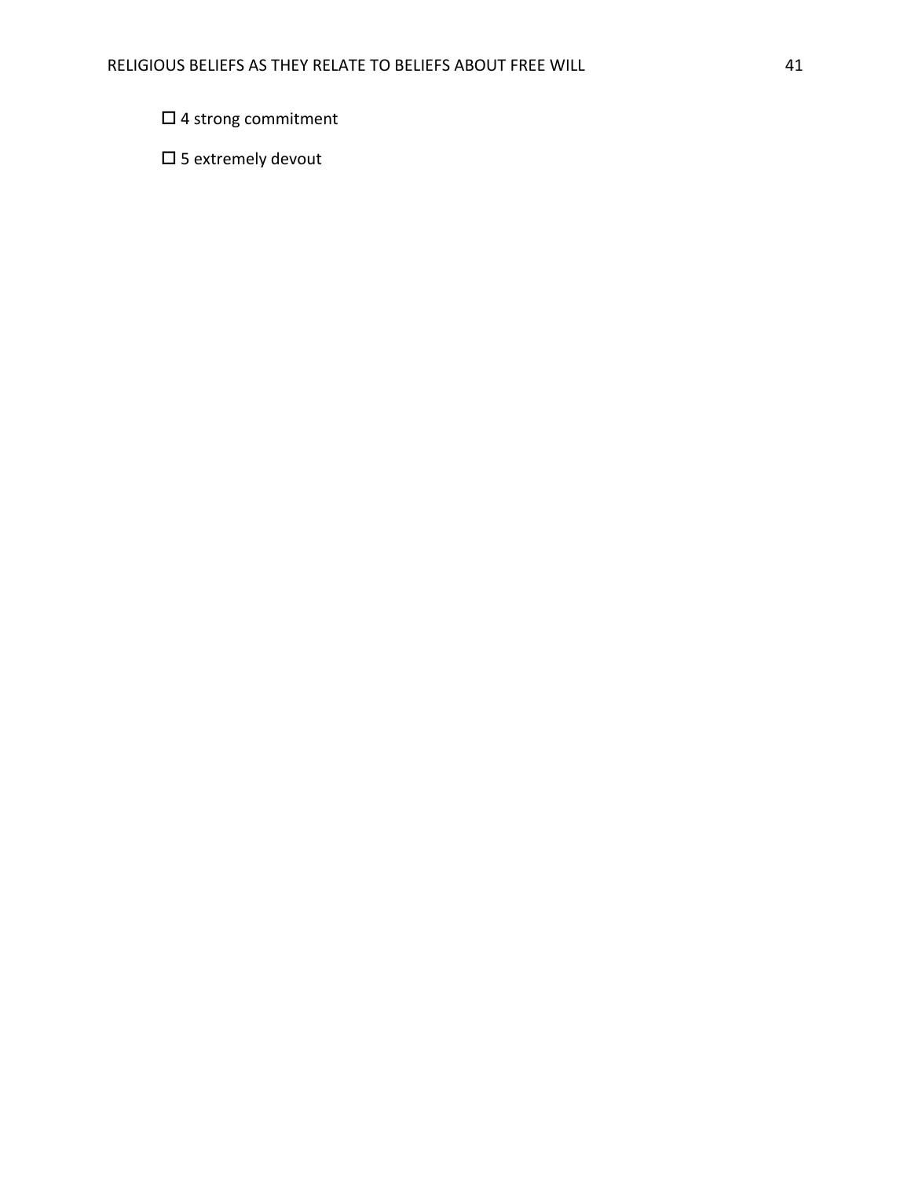☐ 4 strong commitment

☐ 5 extremely devout